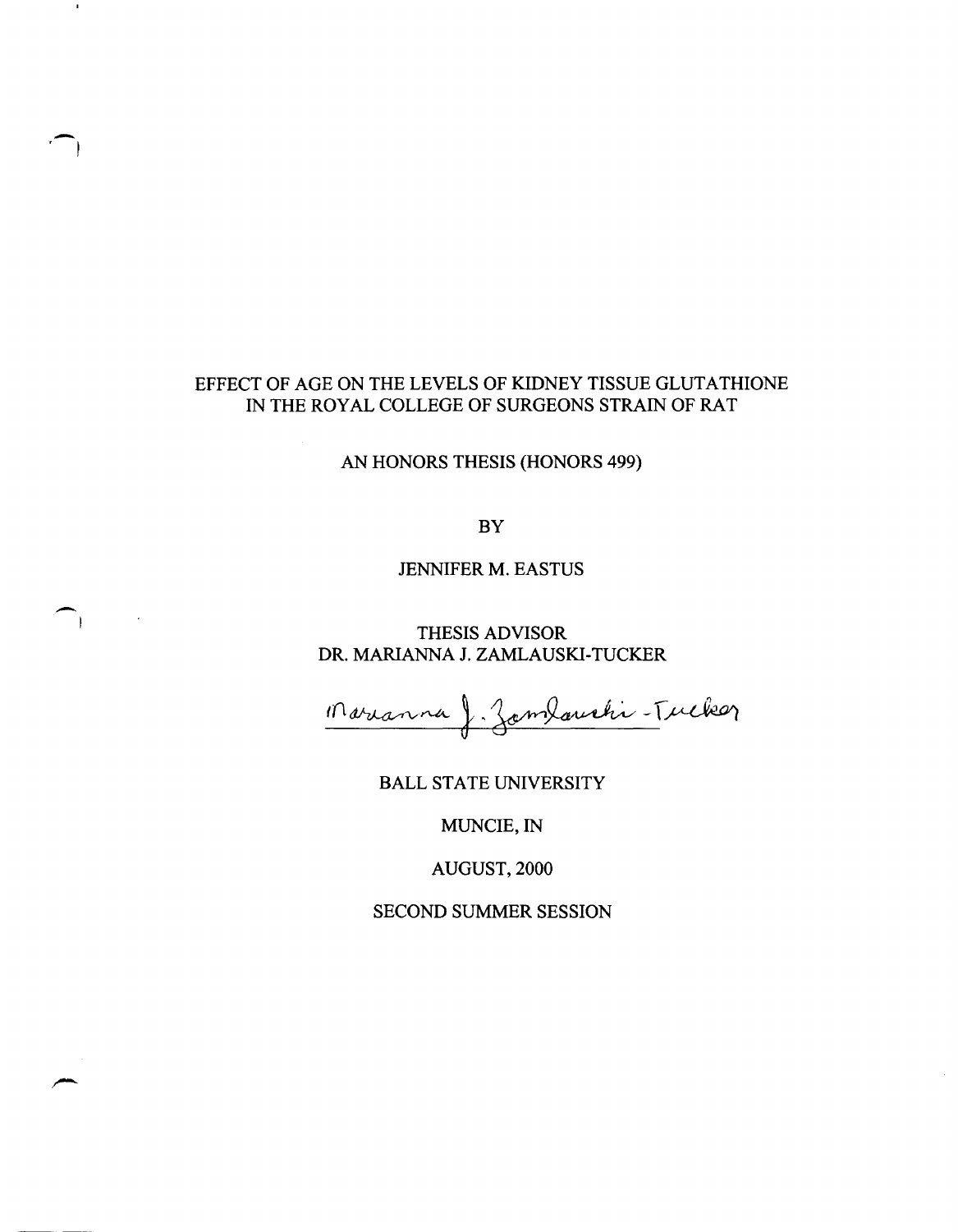# EFFECT OF AGE ON THE LEVELS OF KIDNEY TISSUE GLUTATHIONE IN THE ROYAL COLLEGE OF SURGEONS STRAIN OF RAT

AN HONORS THESIS (HONORS 499)

BY

JENNIFER M. EASTUS

THESIS ADVISOR
DR. MARIANNA J. ZAMLAUSKI-TUCKER

Marianna J. Zamlauski-Tucker

BALL STATE UNIVERSITY

MUNCIE, IN

AUGUST, 2000

SECOND SUMMER SESSION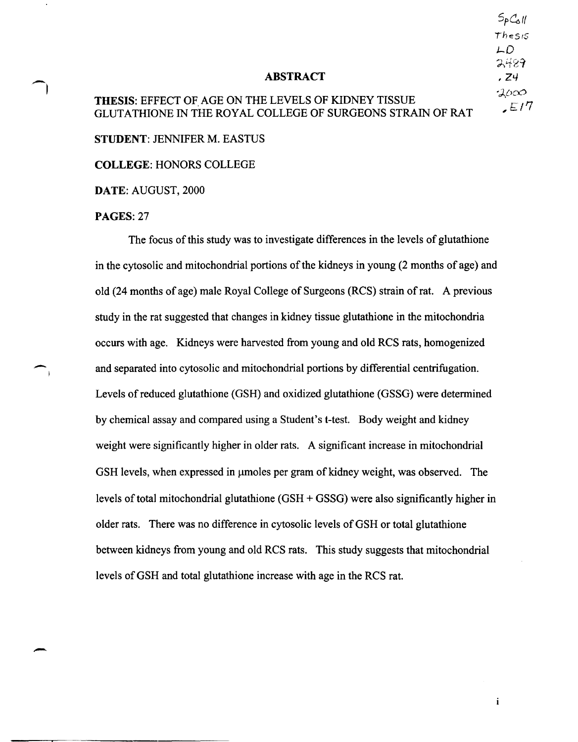# ABSTRACT

**THESIS**: EFFECT OF AGE ON THE LEVELS OF KIDNEY TISSUE GLUTATHIONE IN THE ROYAL COLLEGE OF SURGEONS STRAIN OF RAT

**STUDENT**: JENNIFER M. EASTUS

**COLLEGE**: HONORS COLLEGE

**DATE**: AUGUST, 2000

**PAGES**: 27

The focus of this study was to investigate differences in the levels of glutathione in the cytosolic and mitochondrial portions of the kidneys in young (2 months of age) and old (24 months of age) male Royal College of Surgeons (RCS) strain of rat. A previous study in the rat suggested that changes in kidney tissue glutathione in the mitochondria occurs with age. Kidneys were harvested from young and old RCS rats, homogenized and separated into cytosolic and mitochondrial portions by differential centrifugation. Levels of reduced glutathione (GSH) and oxidized glutathione (GSSG) were determined by chemical assay and compared using a Student's t-test. Body weight and kidney weight were significantly higher in older rats. A significant increase in mitochondrial GSH levels, when expressed in μmoles per gram of kidney weight, was observed. The levels of total mitochondrial glutathione (GSH + GSSG) were also significantly higher in older rats. There was no difference in cytosolic levels of GSH or total glutathione between kidneys from young and old RCS rats. This study suggests that mitochondrial levels of GSH and total glutathione increase with age in the RCS rat.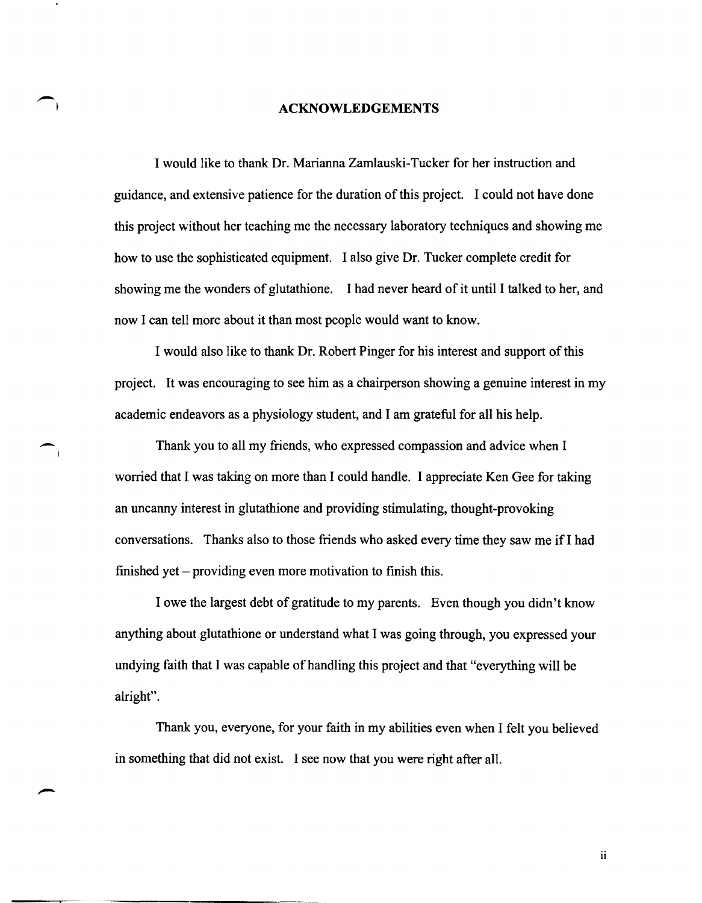# ACKNOWLEDGEMENTS

I would like to thank Dr. Marianna Zamlauski-Tucker for her instruction and guidance, and extensive patience for the duration of this project. I could not have done this project without her teaching me the necessary laboratory techniques and showing me how to use the sophisticated equipment. I also give Dr. Tucker complete credit for showing me the wonders of glutathione. I had never heard of it until I talked to her, and now I can tell more about it than most people would want to know.

I would also like to thank Dr. Robert Pinger for his interest and support of this project. It was encouraging to see him as a chairperson showing a genuine interest in my academic endeavors as a physiology student, and I am grateful for all his help.

Thank you to all my friends, who expressed compassion and advice when I worried that I was taking on more than I could handle. I appreciate Ken Gee for taking an uncanny interest in glutathione and providing stimulating, thought-provoking conversations. Thanks also to those friends who asked every time they saw me if I had finished yet – providing even more motivation to finish this.

I owe the largest debt of gratitude to my parents. Even though you didn't know anything about glutathione or understand what I was going through, you expressed your undying faith that I was capable of handling this project and that "everything will be alright".

Thank you, everyone, for your faith in my abilities even when I felt you believed in something that did not exist. I see now that you were right after all.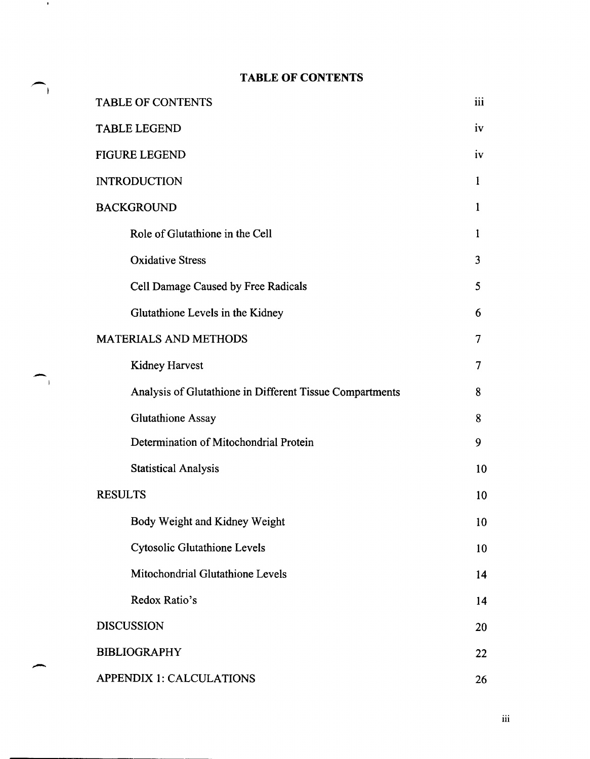# TABLE OF CONTENTS

| | |
|---|---|
| TABLE OF CONTENTS | iii |
| TABLE LEGEND | iv |
| FIGURE LEGEND | iv |
| INTRODUCTION | 1 |
| BACKGROUND | 1 |
| Role of Glutathione in the Cell | 1 |
| Oxidative Stress | 3 |
| Cell Damage Caused by Free Radicals | 5 |
| Glutathione Levels in the Kidney | 6 |
| MATERIALS AND METHODS | 7 |
| Kidney Harvest | 7 |
| Analysis of Glutathione in Different Tissue Compartments | 8 |
| Glutathione Assay | 8 |
| Determination of Mitochondrial Protein | 9 |
| Statistical Analysis | 10 |
| RESULTS | 10 |
| Body Weight and Kidney Weight | 10 |
| Cytosolic Glutathione Levels | 10 |
| Mitochondrial Glutathione Levels | 14 |
| Redox Ratio's | 14 |
| DISCUSSION | 20 |
| BIBLIOGRAPHY | 22 |
| APPENDIX 1: CALCULATIONS | 26 |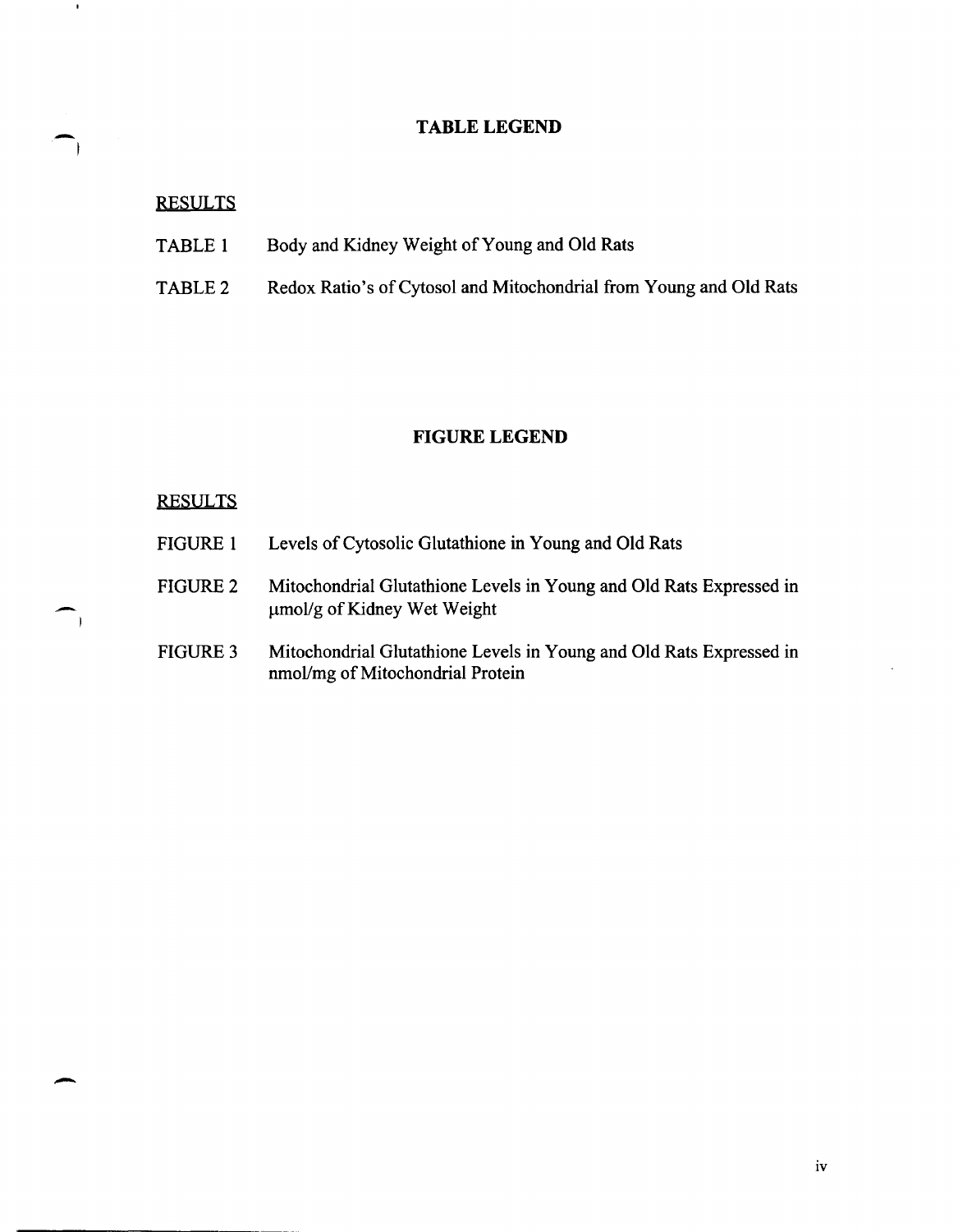## TABLE LEGEND

RESULTS

TABLE 1 Body and Kidney Weight of Young and Old Rats

TABLE 2 Redox Ratio's of Cytosol and Mitochondrial from Young and Old Rats

## FIGURE LEGEND

RESULTS

FIGURE 1 Levels of Cytosolic Glutathione in Young and Old Rats

FIGURE 2 Mitochondrial Glutathione Levels in Young and Old Rats Expressed in μmol/g of Kidney Wet Weight

FIGURE 3 Mitochondrial Glutathione Levels in Young and Old Rats Expressed in nmol/mg of Mitochondrial Protein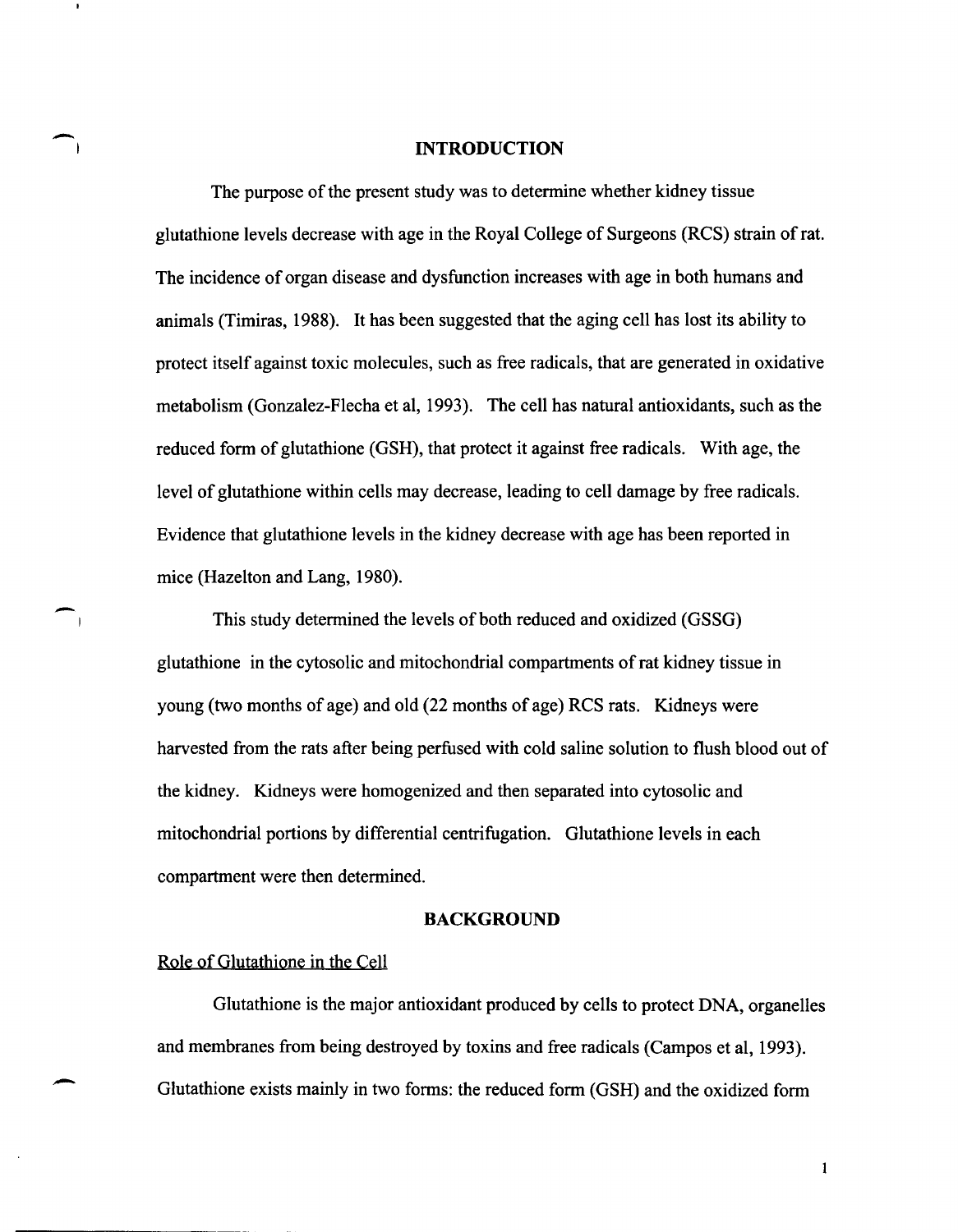# INTRODUCTION

The purpose of the present study was to determine whether kidney tissue glutathione levels decrease with age in the Royal College of Surgeons (RCS) strain of rat. The incidence of organ disease and dysfunction increases with age in both humans and animals (Timiras, 1988). It has been suggested that the aging cell has lost its ability to protect itself against toxic molecules, such as free radicals, that are generated in oxidative metabolism (Gonzalez-Flecha et al, 1993). The cell has natural antioxidants, such as the reduced form of glutathione (GSH), that protect it against free radicals. With age, the level of glutathione within cells may decrease, leading to cell damage by free radicals. Evidence that glutathione levels in the kidney decrease with age has been reported in mice (Hazelton and Lang, 1980).

This study determined the levels of both reduced and oxidized (GSSG) glutathione in the cytosolic and mitochondrial compartments of rat kidney tissue in young (two months of age) and old (22 months of age) RCS rats. Kidneys were harvested from the rats after being perfused with cold saline solution to flush blood out of the kidney. Kidneys were homogenized and then separated into cytosolic and mitochondrial portions by differential centrifugation. Glutathione levels in each compartment were then determined.

# BACKGROUND

## Role of Glutathione in the Cell

Glutathione is the major antioxidant produced by cells to protect DNA, organelles and membranes from being destroyed by toxins and free radicals (Campos et al, 1993). Glutathione exists mainly in two forms: the reduced form (GSH) and the oxidized form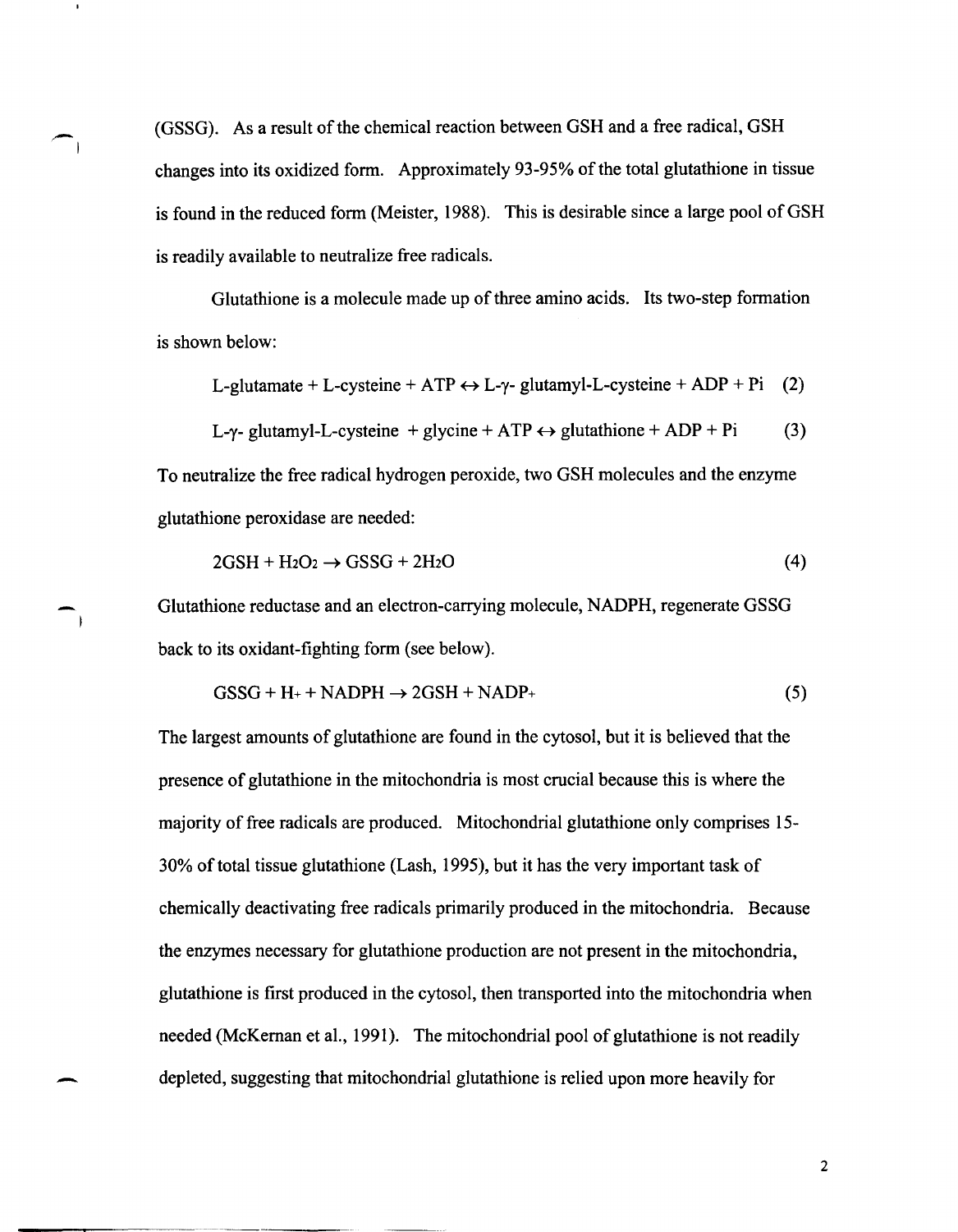(GSSG). As a result of the chemical reaction between GSH and a free radical, GSH changes into its oxidized form. Approximately 93-95% of the total glutathione in tissue is found in the reduced form (Meister, 1988). This is desirable since a large pool of GSH is readily available to neutralize free radicals.

Glutathione is a molecule made up of three amino acids. Its two-step formation is shown below:

$$\text{L-glutamate} + \text{L-cysteine} + \text{ATP} \leftrightarrow \text{L-}\gamma\text{-glutamyl-L-cysteine} + \text{ADP} + \text{Pi} \quad (2)$$

$$\text{L-}\gamma\text{-glutamyl-L-cysteine} + \text{glycine} + \text{ATP} \leftrightarrow \text{glutathione} + \text{ADP} + \text{Pi} \quad (3)$$

To neutralize the free radical hydrogen peroxide, two GSH molecules and the enzyme glutathione peroxidase are needed:

$$2GSH + H_2O_2 \rightarrow GSSG + 2H_2O \quad (4)$$

Glutathione reductase and an electron-carrying molecule, NADPH, regenerate GSSG back to its oxidant-fighting form (see below).

$$GSSG + H^+ + NADPH \rightarrow 2GSH + NADP^+ \quad (5)$$

The largest amounts of glutathione are found in the cytosol, but it is believed that the presence of glutathione in the mitochondria is most crucial because this is where the majority of free radicals are produced. Mitochondrial glutathione only comprises 15-30% of total tissue glutathione (Lash, 1995), but it has the very important task of chemically deactivating free radicals primarily produced in the mitochondria. Because the enzymes necessary for glutathione production are not present in the mitochondria, glutathione is first produced in the cytosol, then transported into the mitochondria when needed (McKernan et al., 1991). The mitochondrial pool of glutathione is not readily depleted, suggesting that mitochondrial glutathione is relied upon more heavily for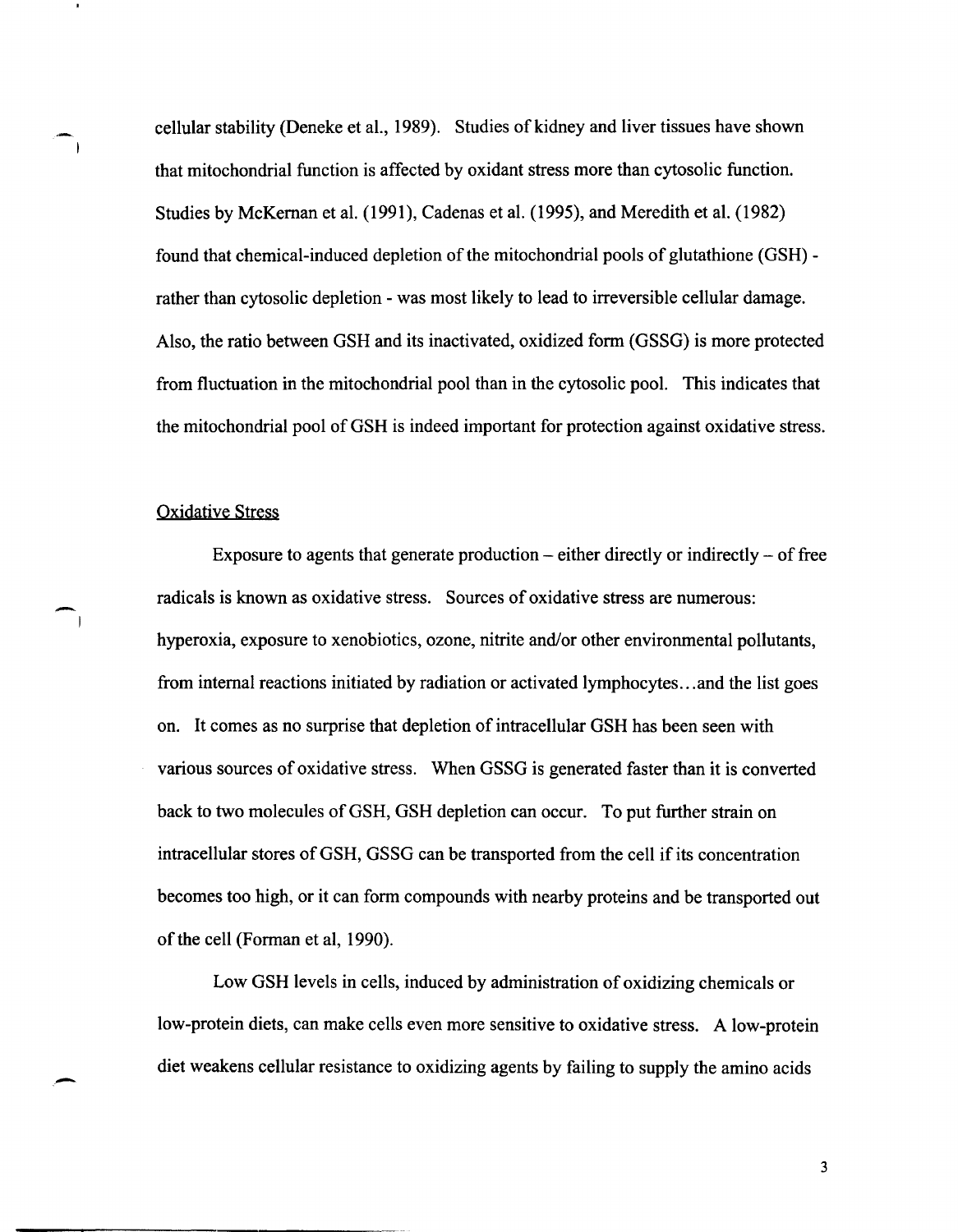cellular stability (Deneke et al., 1989). Studies of kidney and liver tissues have shown that mitochondrial function is affected by oxidant stress more than cytosolic function. Studies by McKernan et al. (1991), Cadenas et al. (1995), and Meredith et al. (1982) found that chemical-induced depletion of the mitochondrial pools of glutathione (GSH) - rather than cytosolic depletion - was most likely to lead to irreversible cellular damage. Also, the ratio between GSH and its inactivated, oxidized form (GSSG) is more protected from fluctuation in the mitochondrial pool than in the cytosolic pool. This indicates that the mitochondrial pool of GSH is indeed important for protection against oxidative stress.

## Oxidative Stress

Exposure to agents that generate production – either directly or indirectly – of free radicals is known as oxidative stress. Sources of oxidative stress are numerous: hyperoxia, exposure to xenobiotics, ozone, nitrite and/or other environmental pollutants, from internal reactions initiated by radiation or activated lymphocytes…and the list goes on. It comes as no surprise that depletion of intracellular GSH has been seen with various sources of oxidative stress. When GSSG is generated faster than it is converted back to two molecules of GSH, GSH depletion can occur. To put further strain on intracellular stores of GSH, GSSG can be transported from the cell if its concentration becomes too high, or it can form compounds with nearby proteins and be transported out of the cell (Forman et al, 1990).

Low GSH levels in cells, induced by administration of oxidizing chemicals or low-protein diets, can make cells even more sensitive to oxidative stress. A low-protein diet weakens cellular resistance to oxidizing agents by failing to supply the amino acids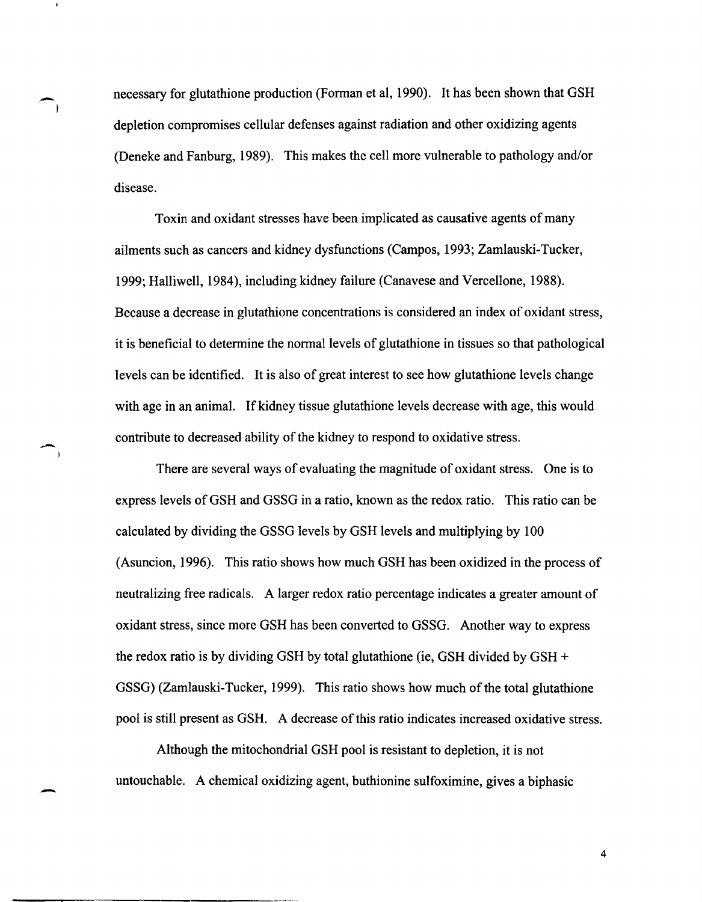necessary for glutathione production (Forman et al, 1990). It has been shown that GSH depletion compromises cellular defenses against radiation and other oxidizing agents (Deneke and Fanburg, 1989). This makes the cell more vulnerable to pathology and/or disease.

Toxin and oxidant stresses have been implicated as causative agents of many ailments such as cancers and kidney dysfunctions (Campos, 1993; Zamlauski-Tucker, 1999; Halliwell, 1984), including kidney failure (Canavese and Vercellone, 1988). Because a decrease in glutathione concentrations is considered an index of oxidant stress, it is beneficial to determine the normal levels of glutathione in tissues so that pathological levels can be identified. It is also of great interest to see how glutathione levels change with age in an animal. If kidney tissue glutathione levels decrease with age, this would contribute to decreased ability of the kidney to respond to oxidative stress.

There are several ways of evaluating the magnitude of oxidant stress. One is to express levels of GSH and GSSG in a ratio, known as the redox ratio. This ratio can be calculated by dividing the GSSG levels by GSH levels and multiplying by 100 (Asuncion, 1996). This ratio shows how much GSH has been oxidized in the process of neutralizing free radicals. A larger redox ratio percentage indicates a greater amount of oxidant stress, since more GSH has been converted to GSSG. Another way to express the redox ratio is by dividing GSH by total glutathione (ie, GSH divided by GSH + GSSG) (Zamlauski-Tucker, 1999). This ratio shows how much of the total glutathione pool is still present as GSH. A decrease of this ratio indicates increased oxidative stress.

Although the mitochondrial GSH pool is resistant to depletion, it is not untouchable. A chemical oxidizing agent, buthionine sulfoximine, gives a biphasic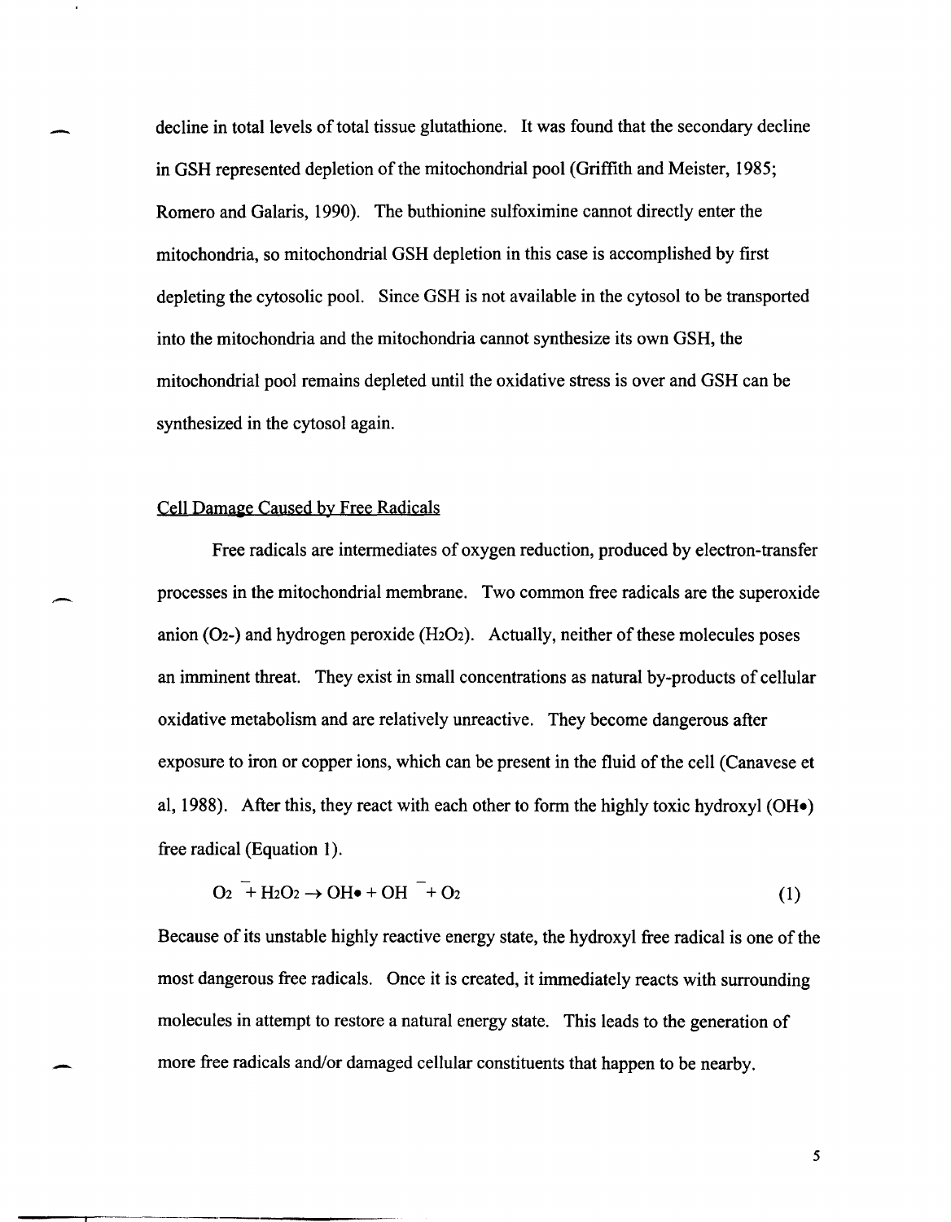decline in total levels of total tissue glutathione. It was found that the secondary decline in GSH represented depletion of the mitochondrial pool (Griffith and Meister, 1985; Romero and Galaris, 1990). The buthionine sulfoximine cannot directly enter the mitochondria, so mitochondrial GSH depletion in this case is accomplished by first depleting the cytosolic pool. Since GSH is not available in the cytosol to be transported into the mitochondria and the mitochondria cannot synthesize its own GSH, the mitochondrial pool remains depleted until the oxidative stress is over and GSH can be synthesized in the cytosol again.

## Cell Damage Caused by Free Radicals

Free radicals are intermediates of oxygen reduction, produced by electron-transfer processes in the mitochondrial membrane. Two common free radicals are the superoxide anion ($O_2$-) and hydrogen peroxide ($H_2O_2$). Actually, neither of these molecules poses an imminent threat. They exist in small concentrations as natural by-products of cellular oxidative metabolism and are relatively unreactive. They become dangerous after exposure to iron or copper ions, which can be present in the fluid of the cell (Canavese et al, 1988). After this, they react with each other to form the highly toxic hydroxyl (OH•) free radical (Equation 1).

$$O_2^{-} + H_2O_2 \rightarrow OH\bullet + OH^{-} + O_2 \tag{1}$$

Because of its unstable highly reactive energy state, the hydroxyl free radical is one of the most dangerous free radicals. Once it is created, it immediately reacts with surrounding molecules in attempt to restore a natural energy state. This leads to the generation of more free radicals and/or damaged cellular constituents that happen to be nearby.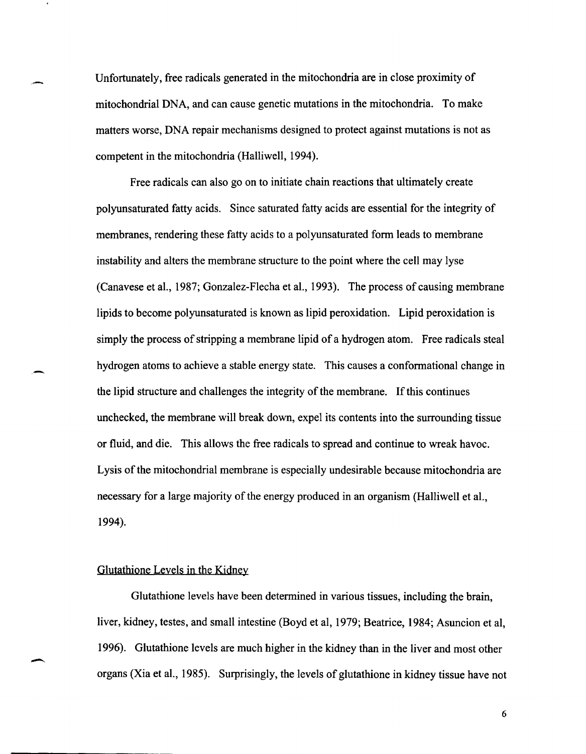Unfortunately, free radicals generated in the mitochondria are in close proximity of mitochondrial DNA, and can cause genetic mutations in the mitochondria. To make matters worse, DNA repair mechanisms designed to protect against mutations is not as competent in the mitochondria (Halliwell, 1994).

Free radicals can also go on to initiate chain reactions that ultimately create polyunsaturated fatty acids. Since saturated fatty acids are essential for the integrity of membranes, rendering these fatty acids to a polyunsaturated form leads to membrane instability and alters the membrane structure to the point where the cell may lyse (Canavese et al., 1987; Gonzalez-Flecha et al., 1993). The process of causing membrane lipids to become polyunsaturated is known as lipid peroxidation. Lipid peroxidation is simply the process of stripping a membrane lipid of a hydrogen atom. Free radicals steal hydrogen atoms to achieve a stable energy state. This causes a conformational change in the lipid structure and challenges the integrity of the membrane. If this continues unchecked, the membrane will break down, expel its contents into the surrounding tissue or fluid, and die. This allows the free radicals to spread and continue to wreak havoc. Lysis of the mitochondrial membrane is especially undesirable because mitochondria are necessary for a large majority of the energy produced in an organism (Halliwell et al., 1994).

## Glutathione Levels in the Kidney

Glutathione levels have been determined in various tissues, including the brain, liver, kidney, testes, and small intestine (Boyd et al, 1979; Beatrice, 1984; Asuncion et al, 1996). Glutathione levels are much higher in the kidney than in the liver and most other organs (Xia et al., 1985). Surprisingly, the levels of glutathione in kidney tissue have not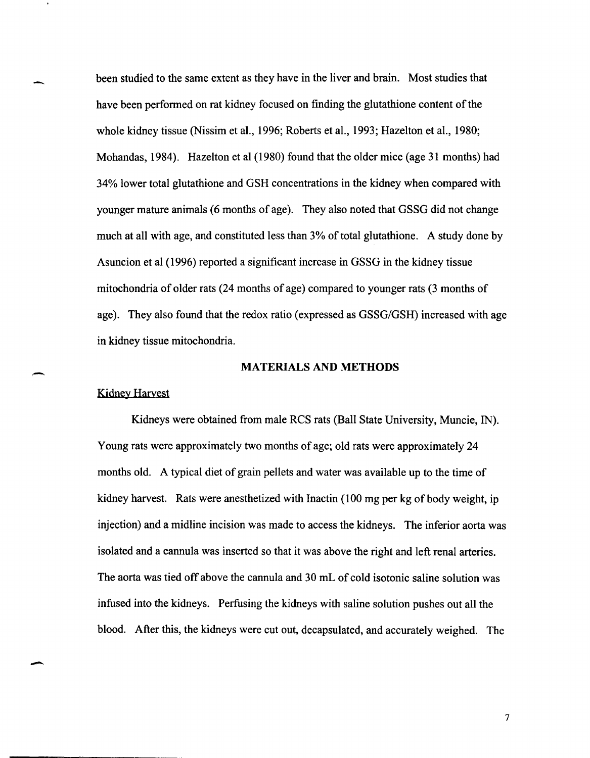been studied to the same extent as they have in the liver and brain. Most studies that have been performed on rat kidney focused on finding the glutathione content of the whole kidney tissue (Nissim et al., 1996; Roberts et al., 1993; Hazelton et al., 1980; Mohandas, 1984). Hazelton et al (1980) found that the older mice (age 31 months) had 34% lower total glutathione and GSH concentrations in the kidney when compared with younger mature animals (6 months of age). They also noted that GSSG did not change much at all with age, and constituted less than 3% of total glutathione. A study done by Asuncion et al (1996) reported a significant increase in GSSG in the kidney tissue mitochondria of older rats (24 months of age) compared to younger rats (3 months of age). They also found that the redox ratio (expressed as GSSG/GSH) increased with age in kidney tissue mitochondria.

## MATERIALS AND METHODS

### Kidney Harvest

Kidneys were obtained from male RCS rats (Ball State University, Muncie, IN). Young rats were approximately two months of age; old rats were approximately 24 months old. A typical diet of grain pellets and water was available up to the time of kidney harvest. Rats were anesthetized with Inactin (100 mg per kg of body weight, ip injection) and a midline incision was made to access the kidneys. The inferior aorta was isolated and a cannula was inserted so that it was above the right and left renal arteries. The aorta was tied off above the cannula and 30 mL of cold isotonic saline solution was infused into the kidneys. Perfusing the kidneys with saline solution pushes out all the blood. After this, the kidneys were cut out, decapsulated, and accurately weighed. The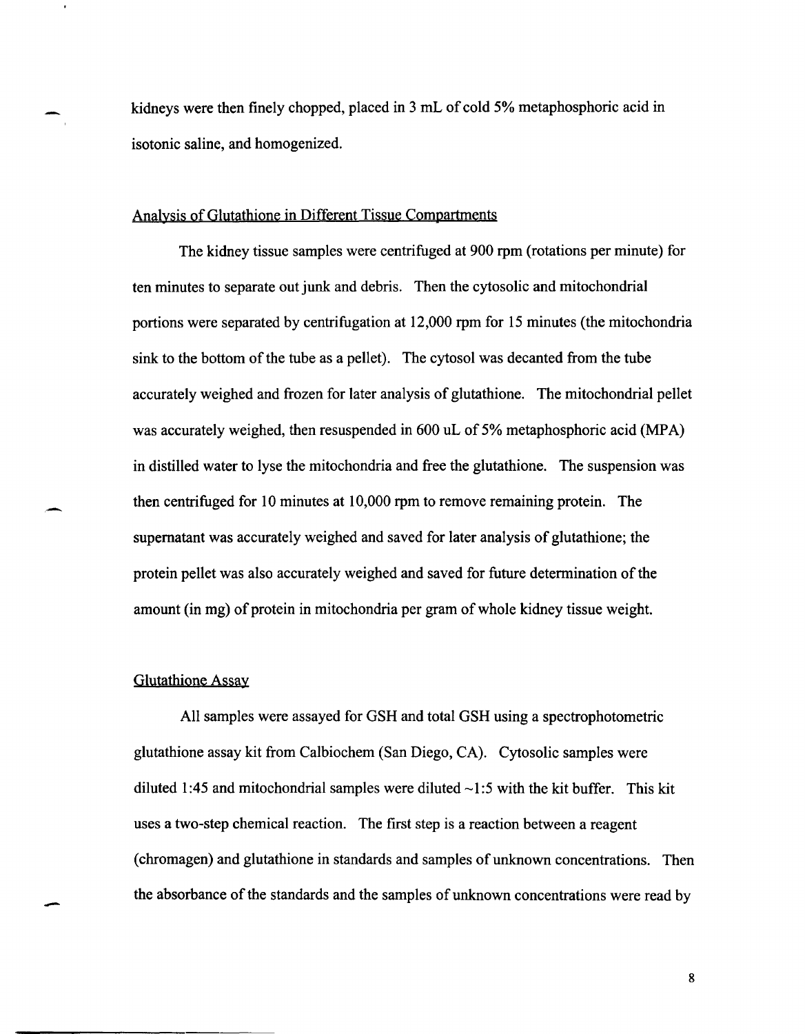kidneys were then finely chopped, placed in 3 mL of cold 5% metaphosphoric acid in isotonic saline, and homogenized.

## Analysis of Glutathione in Different Tissue Compartments

The kidney tissue samples were centrifuged at 900 rpm (rotations per minute) for ten minutes to separate out junk and debris. Then the cytosolic and mitochondrial portions were separated by centrifugation at 12,000 rpm for 15 minutes (the mitochondria sink to the bottom of the tube as a pellet). The cytosol was decanted from the tube accurately weighed and frozen for later analysis of glutathione. The mitochondrial pellet was accurately weighed, then resuspended in 600 uL of 5% metaphosphoric acid (MPA) in distilled water to lyse the mitochondria and free the glutathione. The suspension was then centrifuged for 10 minutes at 10,000 rpm to remove remaining protein. The supernatant was accurately weighed and saved for later analysis of glutathione; the protein pellet was also accurately weighed and saved for future determination of the amount (in mg) of protein in mitochondria per gram of whole kidney tissue weight.

## Glutathione Assay

All samples were assayed for GSH and total GSH using a spectrophotometric glutathione assay kit from Calbiochem (San Diego, CA). Cytosolic samples were diluted 1:45 and mitochondrial samples were diluted ~1:5 with the kit buffer. This kit uses a two-step chemical reaction. The first step is a reaction between a reagent (chromagen) and glutathione in standards and samples of unknown concentrations. Then the absorbance of the standards and the samples of unknown concentrations were read by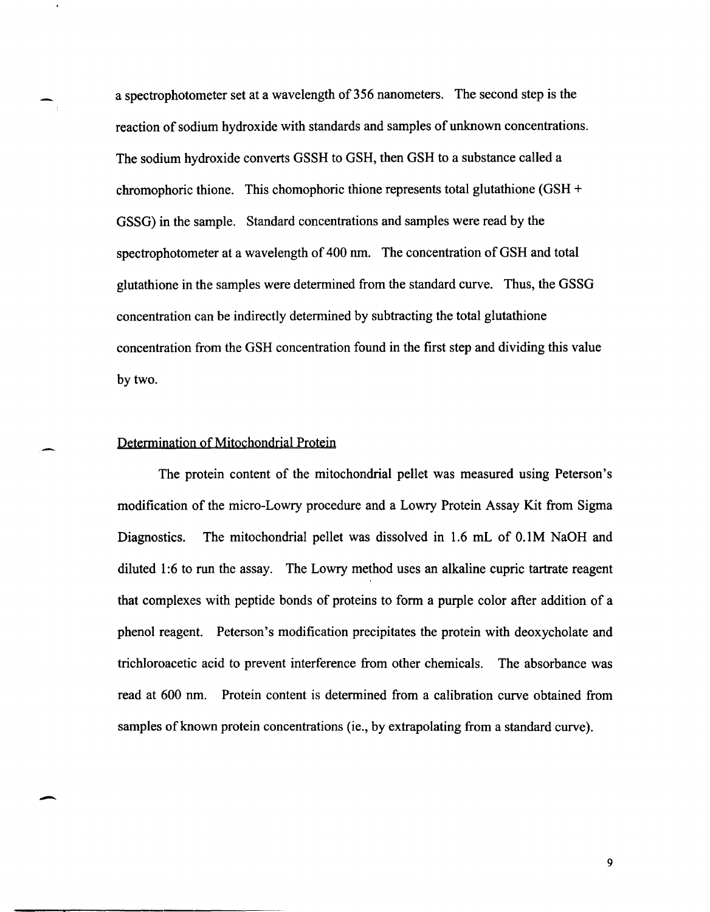a spectrophotometer set at a wavelength of 356 nanometers. The second step is the reaction of sodium hydroxide with standards and samples of unknown concentrations. The sodium hydroxide converts GSSH to GSH, then GSH to a substance called a chromophoric thione. This chomophoric thione represents total glutathione (GSH + GSSG) in the sample. Standard concentrations and samples were read by the spectrophotometer at a wavelength of 400 nm. The concentration of GSH and total glutathione in the samples were determined from the standard curve. Thus, the GSSG concentration can be indirectly determined by subtracting the total glutathione concentration from the GSH concentration found in the first step and dividing this value by two.

## Determination of Mitochondrial Protein

The protein content of the mitochondrial pellet was measured using Peterson's modification of the micro-Lowry procedure and a Lowry Protein Assay Kit from Sigma Diagnostics. The mitochondrial pellet was dissolved in 1.6 mL of 0.1M NaOH and diluted 1:6 to run the assay. The Lowry method uses an alkaline cupric tartrate reagent that complexes with peptide bonds of proteins to form a purple color after addition of a phenol reagent. Peterson's modification precipitates the protein with deoxycholate and trichloroacetic acid to prevent interference from other chemicals. The absorbance was read at 600 nm. Protein content is determined from a calibration curve obtained from samples of known protein concentrations (ie., by extrapolating from a standard curve).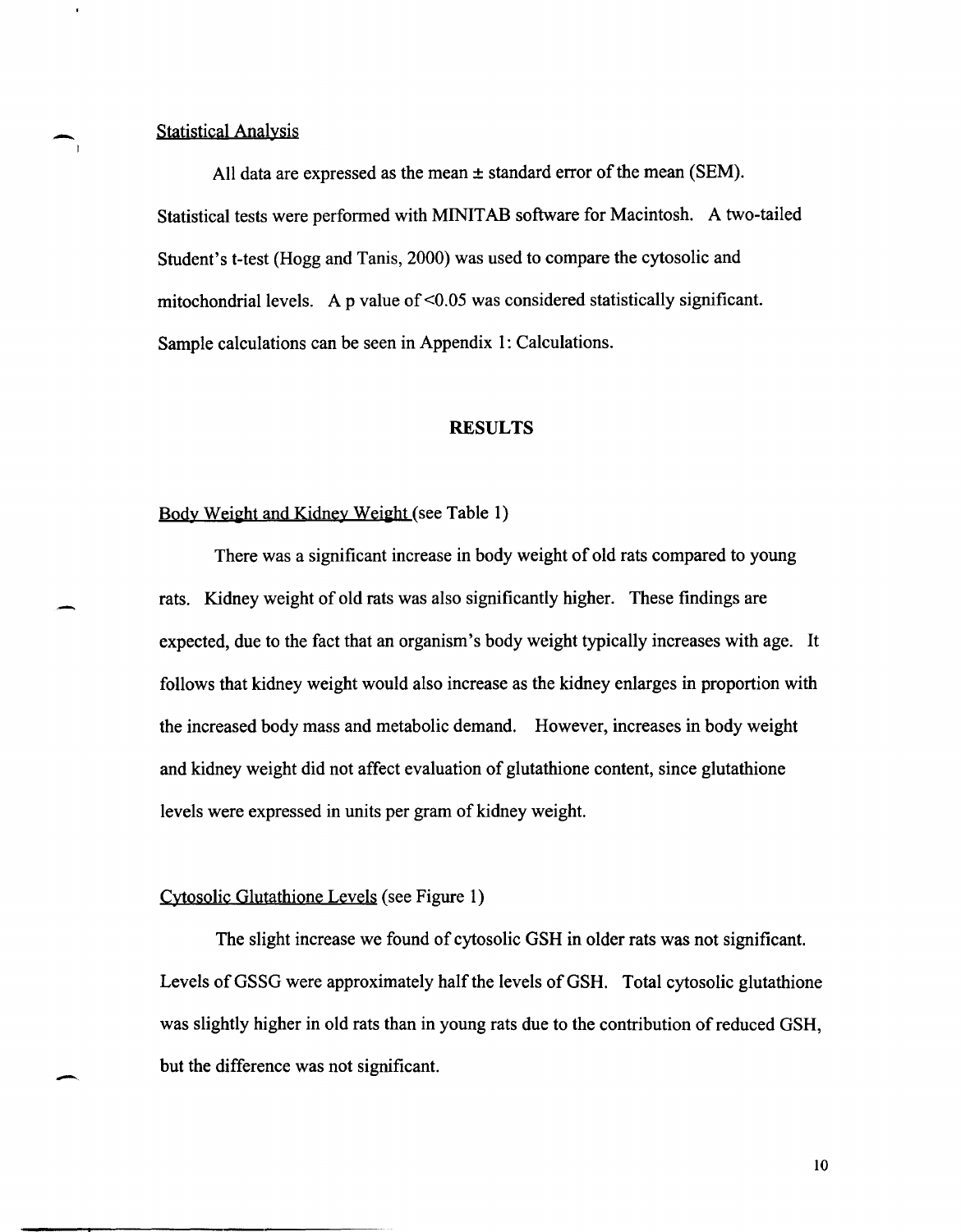Statistical Analysis

All data are expressed as the mean ± standard error of the mean (SEM). Statistical tests were performed with MINITAB software for Macintosh. A two-tailed Student's t-test (Hogg and Tanis, 2000) was used to compare the cytosolic and mitochondrial levels. A p value of <0.05 was considered statistically significant. Sample calculations can be seen in Appendix 1: Calculations.

## RESULTS

Body Weight and Kidney Weight (see Table 1)

There was a significant increase in body weight of old rats compared to young rats. Kidney weight of old rats was also significantly higher. These findings are expected, due to the fact that an organism's body weight typically increases with age. It follows that kidney weight would also increase as the kidney enlarges in proportion with the increased body mass and metabolic demand. However, increases in body weight and kidney weight did not affect evaluation of glutathione content, since glutathione levels were expressed in units per gram of kidney weight.

Cytosolic Glutathione Levels (see Figure 1)

The slight increase we found of cytosolic GSH in older rats was not significant. Levels of GSSG were approximately half the levels of GSH. Total cytosolic glutathione was slightly higher in old rats than in young rats due to the contribution of reduced GSH, but the difference was not significant.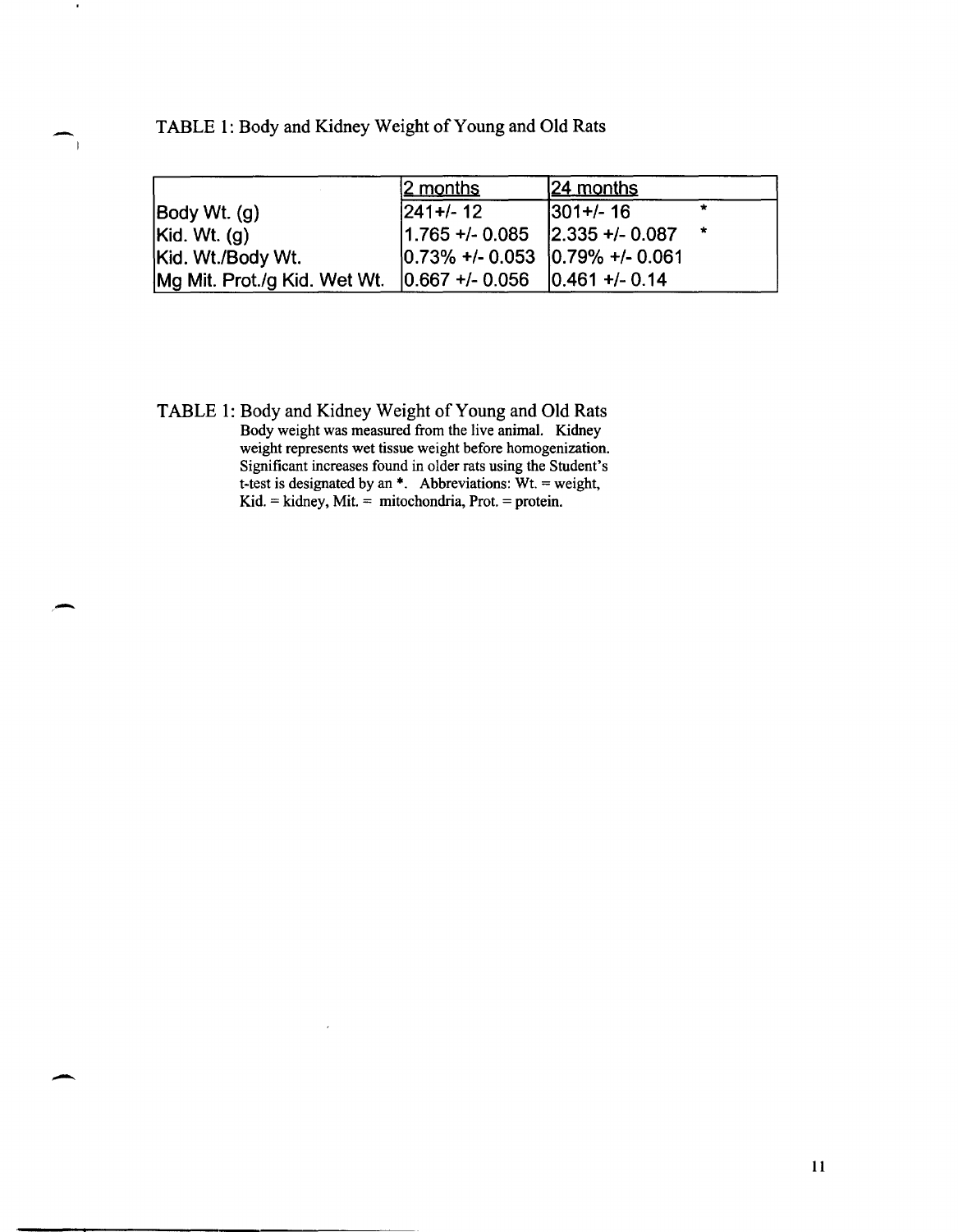TABLE 1: Body and Kidney Weight of Young and Old Rats

| | 2 months | 24 months | |
|---|---|---|---|
| Body Wt. (g) | 241+/- 12 | 301+/- 16 | * |
| Kid. Wt. (g) | 1.765 +/- 0.085 | 2.335 +/- 0.087 | * |
| Kid. Wt./Body Wt. | 0.73% +/- 0.053 | 0.79% +/- 0.061 | |
| Mg Mit. Prot./g Kid. Wet Wt. | 0.667 +/- 0.056 | 0.461 +/- 0.14 | |

TABLE 1: Body and Kidney Weight of Young and Old Rats
Body weight was measured from the live animal. Kidney weight represents wet tissue weight before homogenization. Significant increases found in older rats using the Student's t-test is designated by an *. Abbreviations: Wt. = weight, Kid. = kidney, Mit. = mitochondria, Prot. = protein.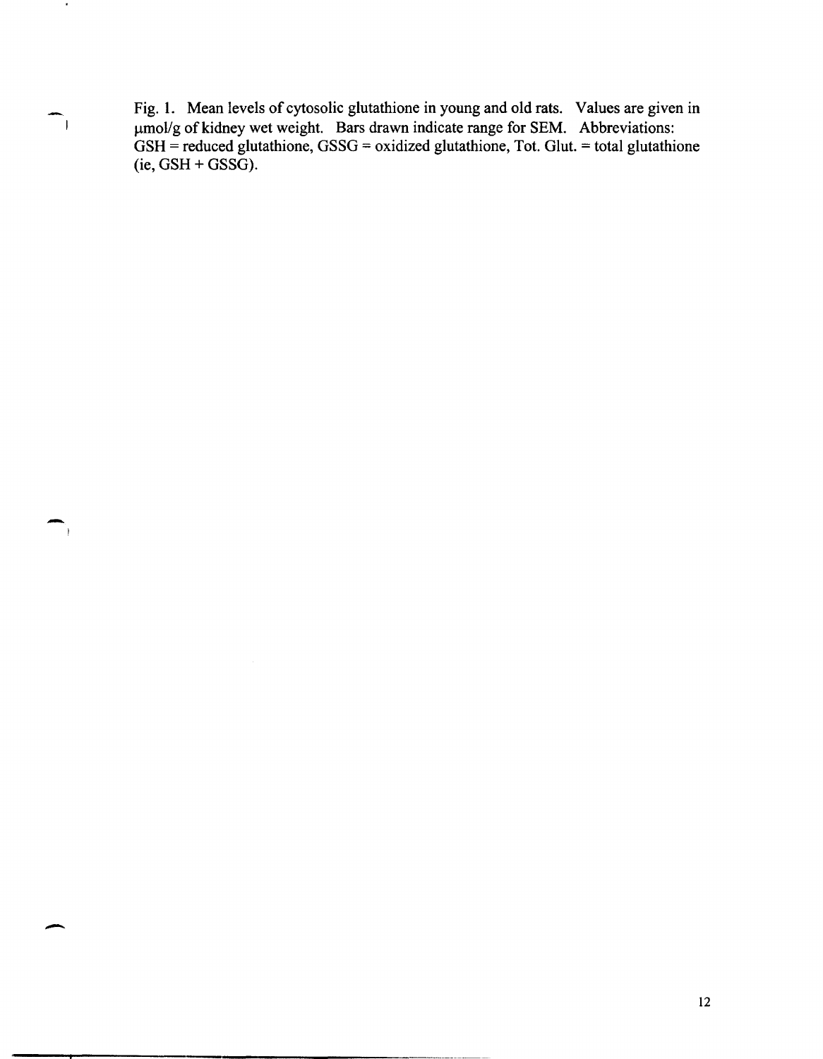Fig. 1. Mean levels of cytosolic glutathione in young and old rats. Values are given in μmol/g of kidney wet weight. Bars drawn indicate range for SEM. Abbreviations: GSH = reduced glutathione, GSSG = oxidized glutathione, Tot. Glut. = total glutathione (ie, GSH + GSSG).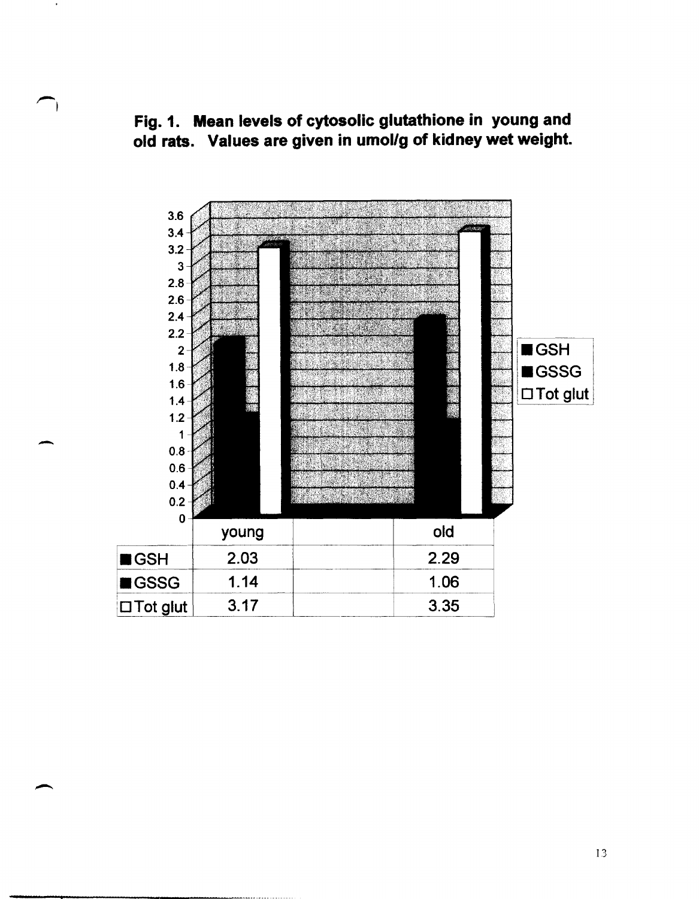**Fig. 1. Mean levels of cytosolic glutathione in young and old rats. Values are given in umol/g of kidney wet weight.**

| | young | | old |
|---|---|---|---|
| GSH | 2.03 | | 2.29 |
| GSSG | 1.14 | | 1.06 |
| Tot glut | 3.17 | | 3.35 |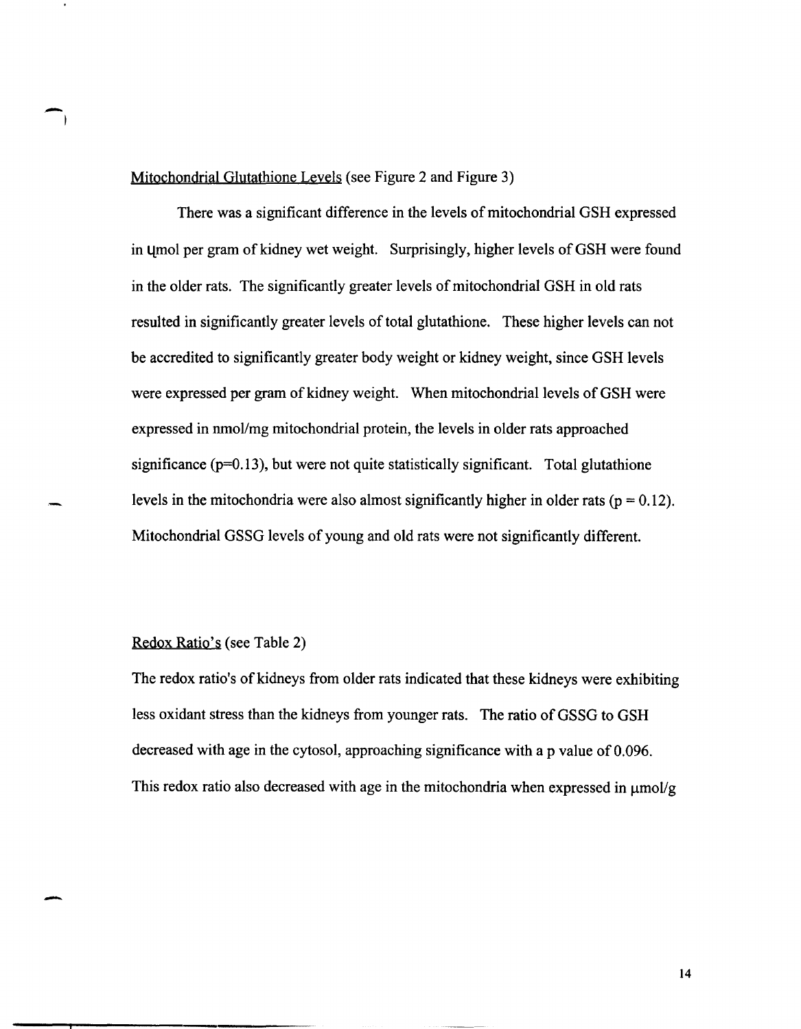Mitochondrial Glutathione Levels (see Figure 2 and Figure 3)

There was a significant difference in the levels of mitochondrial GSH expressed in μmol per gram of kidney wet weight. Surprisingly, higher levels of GSH were found in the older rats. The significantly greater levels of mitochondrial GSH in old rats resulted in significantly greater levels of total glutathione. These higher levels can not be accredited to significantly greater body weight or kidney weight, since GSH levels were expressed per gram of kidney weight. When mitochondrial levels of GSH were expressed in nmol/mg mitochondrial protein, the levels in older rats approached significance ($p=0.13$), but were not quite statistically significant. Total glutathione levels in the mitochondria were also almost significantly higher in older rats ($p = 0.12$). Mitochondrial GSSG levels of young and old rats were not significantly different.

Redox Ratio's (see Table 2)

The redox ratio's of kidneys from older rats indicated that these kidneys were exhibiting less oxidant stress than the kidneys from younger rats. The ratio of GSSG to GSH decreased with age in the cytosol, approaching significance with a p value of 0.096. This redox ratio also decreased with age in the mitochondria when expressed in μmol/g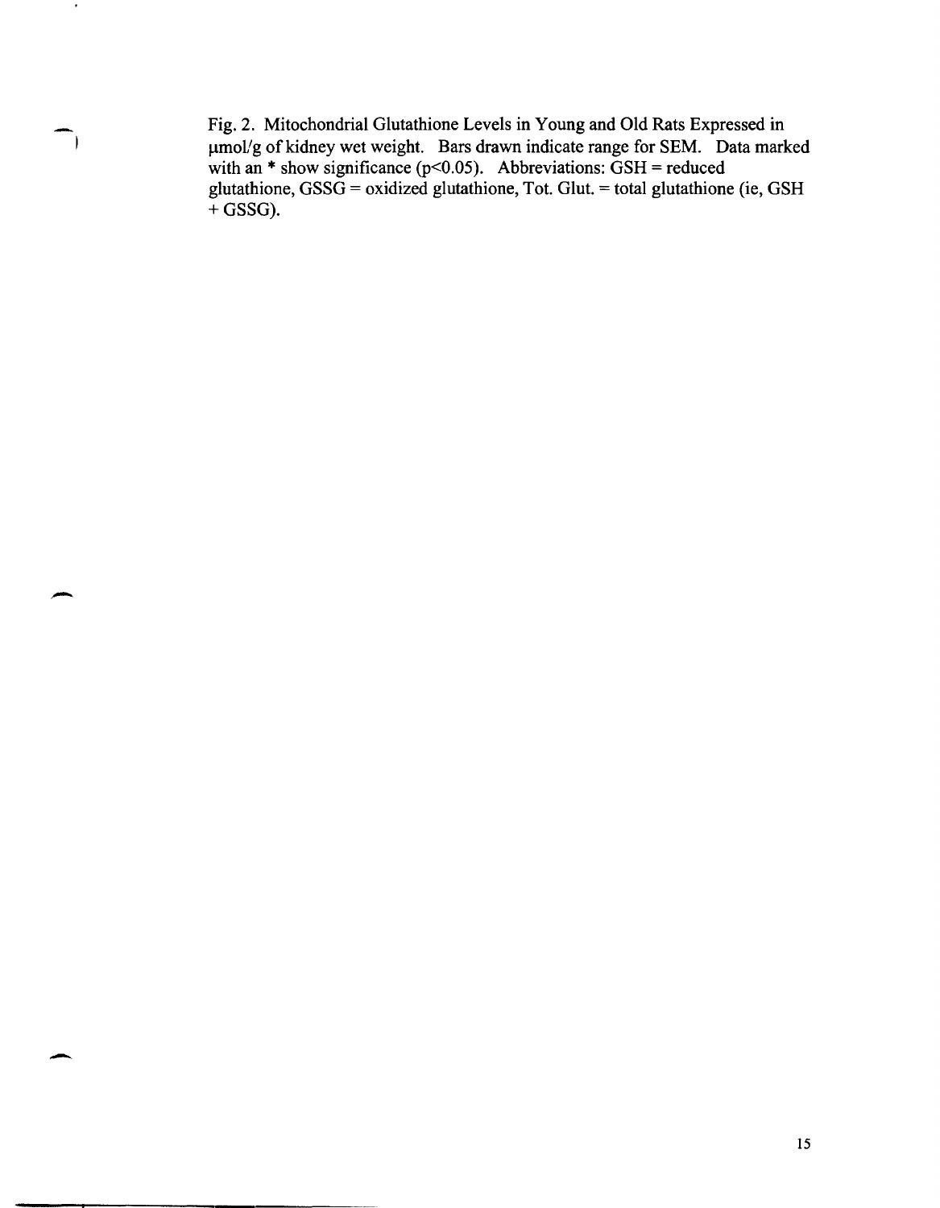Fig. 2. Mitochondrial Glutathione Levels in Young and Old Rats Expressed in µmol/g of kidney wet weight. Bars drawn indicate range for SEM. Data marked with an * show significance ($p<0.05$). Abbreviations: GSH = reduced glutathione, GSSG = oxidized glutathione, Tot. Glut. = total glutathione (ie, GSH + GSSG).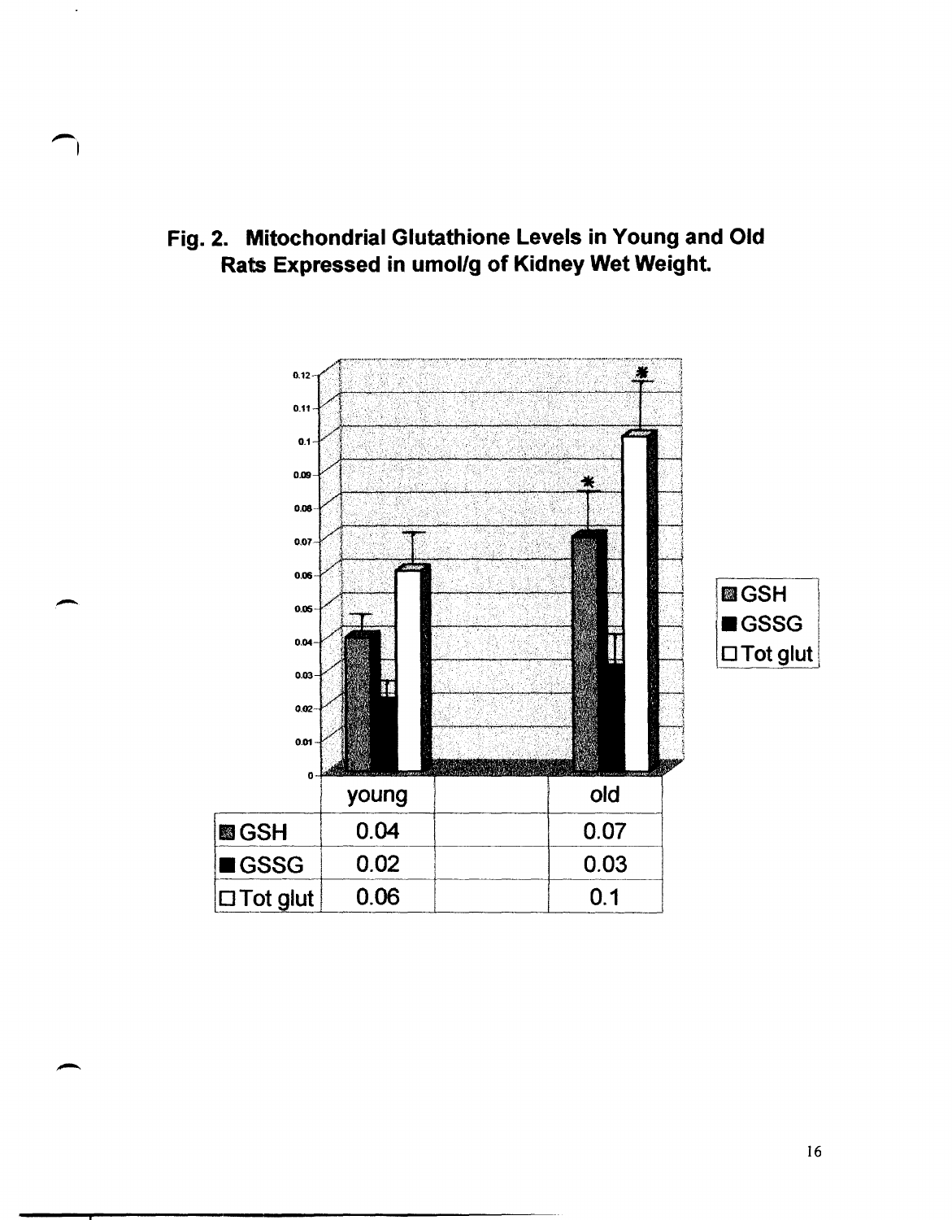**Fig. 2. Mitochondrial Glutathione Levels in Young and Old Rats Expressed in umol/g of Kidney Wet Weight.**

| | young | | old |
|---|---|---|---|
| GSH | 0.04 | | 0.07 |
| GSSG | 0.02 | | 0.03 |
| Tot glut | 0.06 | | 0.1 |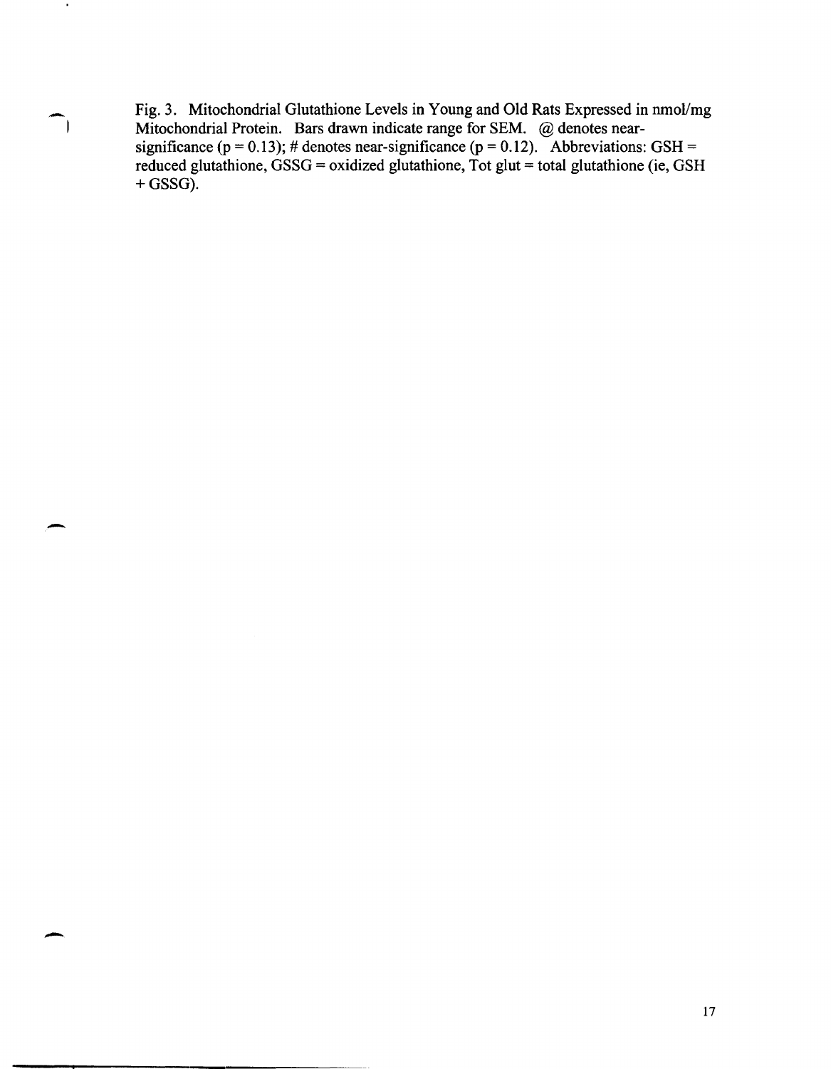Fig. 3. Mitochondrial Glutathione Levels in Young and Old Rats Expressed in nmol/mg Mitochondrial Protein. Bars drawn indicate range for SEM. @ denotes near-significance ($p = 0.13$); # denotes near-significance ($p = 0.12$). Abbreviations: GSH = reduced glutathione, GSSG = oxidized glutathione, Tot glut = total glutathione (ie, GSH + GSSG).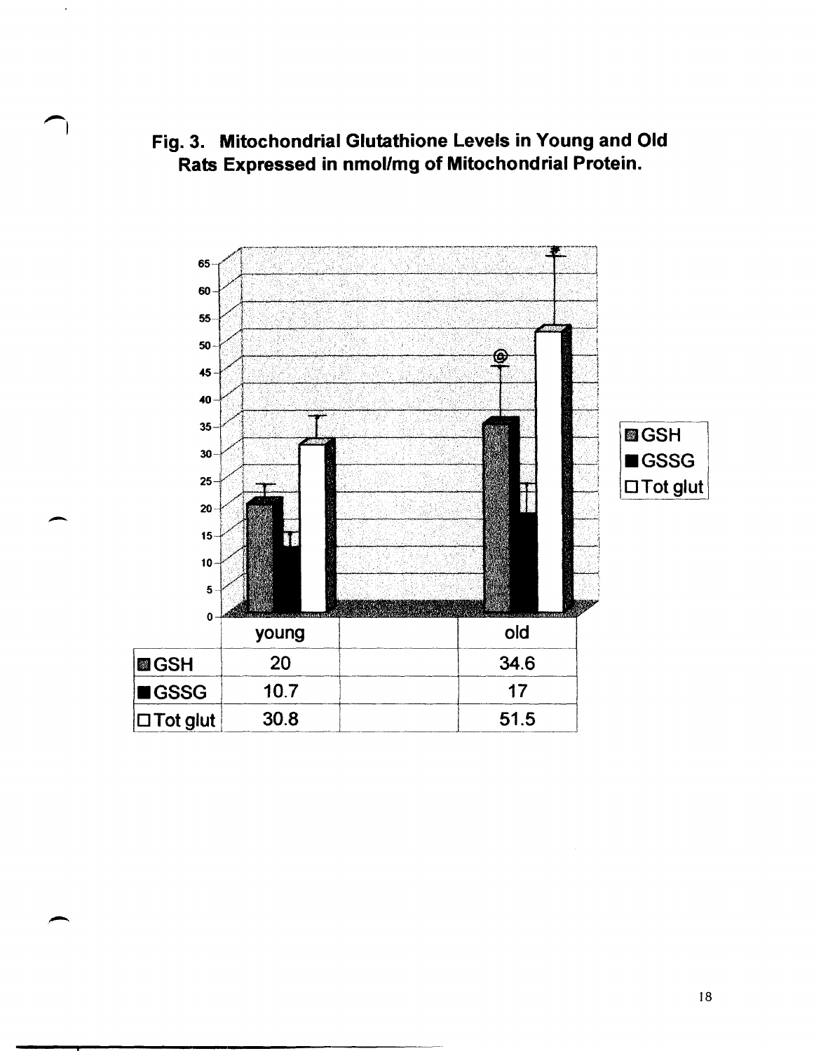**Fig. 3. Mitochondrial Glutathione Levels in Young and Old Rats Expressed in nmol/mg of Mitochondrial Protein.**

| | young | | old |
|---|---|---|---|
| GSH | 20 | | 34.6 |
| GSSG | 10.7 | | 17 |
| Tot glut | 30.8 | | 51.5 |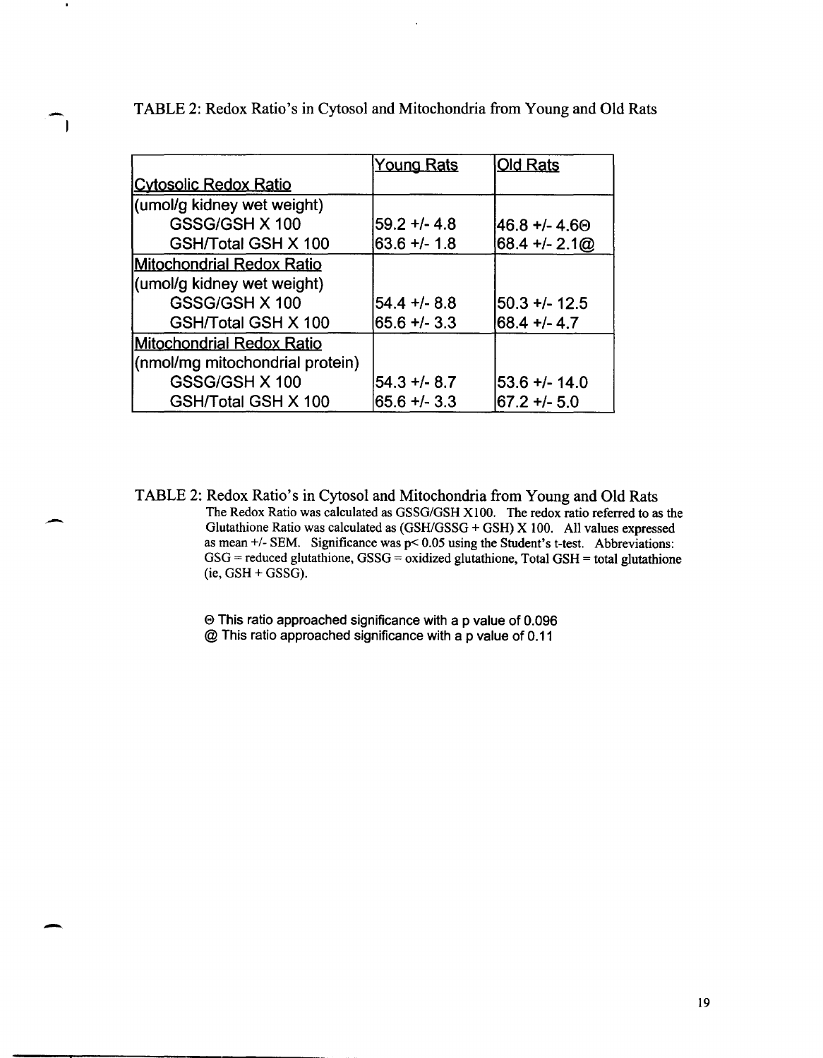TABLE 2: Redox Ratio's in Cytosol and Mitochondria from Young and Old Rats

| Cytosolic Redox Ratio | Young Rats | Old Rats |
|---|---|---|
| (umol/g kidney wet weight) | | |
| GSSG/GSH X 100 | 59.2 +/- 4.8 | 46.8 +/- 4.6ϴ |
| GSH/Total GSH X 100 | 63.6 +/- 1.8 | 68.4 +/- 2.1@ |
| Mitochondrial Redox Ratio | | |
| (umol/g kidney wet weight) | | |
| GSSG/GSH X 100 | 54.4 +/- 8.8 | 50.3 +/- 12.5 |
| GSH/Total GSH X 100 | 65.6 +/- 3.3 | 68.4 +/- 4.7 |
| Mitochondrial Redox Ratio | | |
| (nmol/mg mitochondrial protein) | | |
| GSSG/GSH X 100 | 54.3 +/- 8.7 | 53.6 +/- 14.0 |
| GSH/Total GSH X 100 | 65.6 +/- 3.3 | 67.2 +/- 5.0 |

TABLE 2: Redox Ratio's in Cytosol and Mitochondria from Young and Old Rats

The Redox Ratio was calculated as GSSG/GSH X100. The redox ratio referred to as the Glutathione Ratio was calculated as (GSH/GSSG + GSH) X 100. All values expressed as mean +/- SEM. Significance was $p< 0.05$ using the Student's t-test. Abbreviations: GSG = reduced glutathione, GSSG = oxidized glutathione, Total GSH = total glutathione (ie, GSH + GSSG).

ϴ This ratio approached significance with a p value of 0.096

@ This ratio approached significance with a p value of 0.11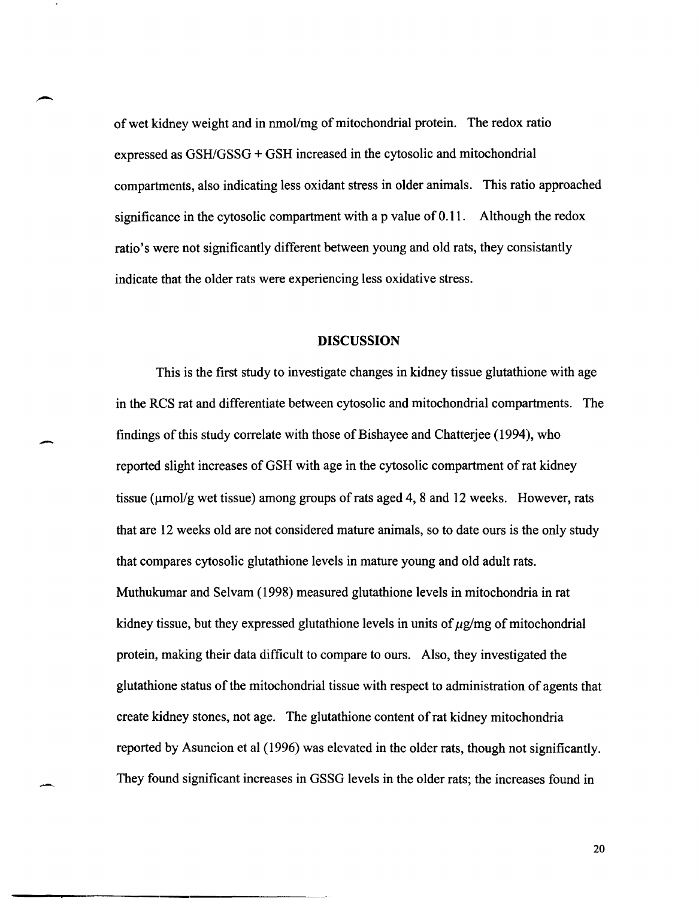of wet kidney weight and in nmol/mg of mitochondrial protein. The redox ratio expressed as GSH/GSSG + GSH increased in the cytosolic and mitochondrial compartments, also indicating less oxidant stress in older animals. This ratio approached significance in the cytosolic compartment with a p value of 0.11. Although the redox ratio's were not significantly different between young and old rats, they consistantly indicate that the older rats were experiencing less oxidative stress.

## DISCUSSION

This is the first study to investigate changes in kidney tissue glutathione with age in the RCS rat and differentiate between cytosolic and mitochondrial compartments. The findings of this study correlate with those of Bishayee and Chatterjee (1994), who reported slight increases of GSH with age in the cytosolic compartment of rat kidney tissue (μmol/g wet tissue) among groups of rats aged 4, 8 and 12 weeks. However, rats that are 12 weeks old are not considered mature animals, so to date ours is the only study that compares cytosolic glutathione levels in mature young and old adult rats. Muthukumar and Selvam (1998) measured glutathione levels in mitochondria in rat kidney tissue, but they expressed glutathione levels in units of $\mu$g/mg of mitochondrial protein, making their data difficult to compare to ours. Also, they investigated the glutathione status of the mitochondrial tissue with respect to administration of agents that create kidney stones, not age. The glutathione content of rat kidney mitochondria reported by Asuncion et al (1996) was elevated in the older rats, though not significantly. They found significant increases in GSSG levels in the older rats; the increases found in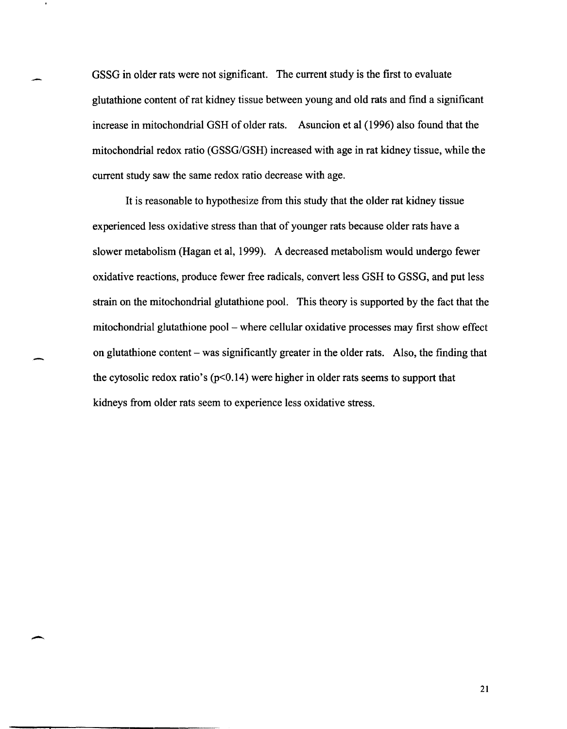GSSG in older rats were not significant. The current study is the first to evaluate glutathione content of rat kidney tissue between young and old rats and find a significant increase in mitochondrial GSH of older rats. Asuncion et al (1996) also found that the mitochondrial redox ratio (GSSG/GSH) increased with age in rat kidney tissue, while the current study saw the same redox ratio decrease with age.

It is reasonable to hypothesize from this study that the older rat kidney tissue experienced less oxidative stress than that of younger rats because older rats have a slower metabolism (Hagan et al, 1999). A decreased metabolism would undergo fewer oxidative reactions, produce fewer free radicals, convert less GSH to GSSG, and put less strain on the mitochondrial glutathione pool. This theory is supported by the fact that the mitochondrial glutathione pool – where cellular oxidative processes may first show effect on glutathione content – was significantly greater in the older rats. Also, the finding that the cytosolic redox ratio's ($p<0.14$) were higher in older rats seems to support that kidneys from older rats seem to experience less oxidative stress.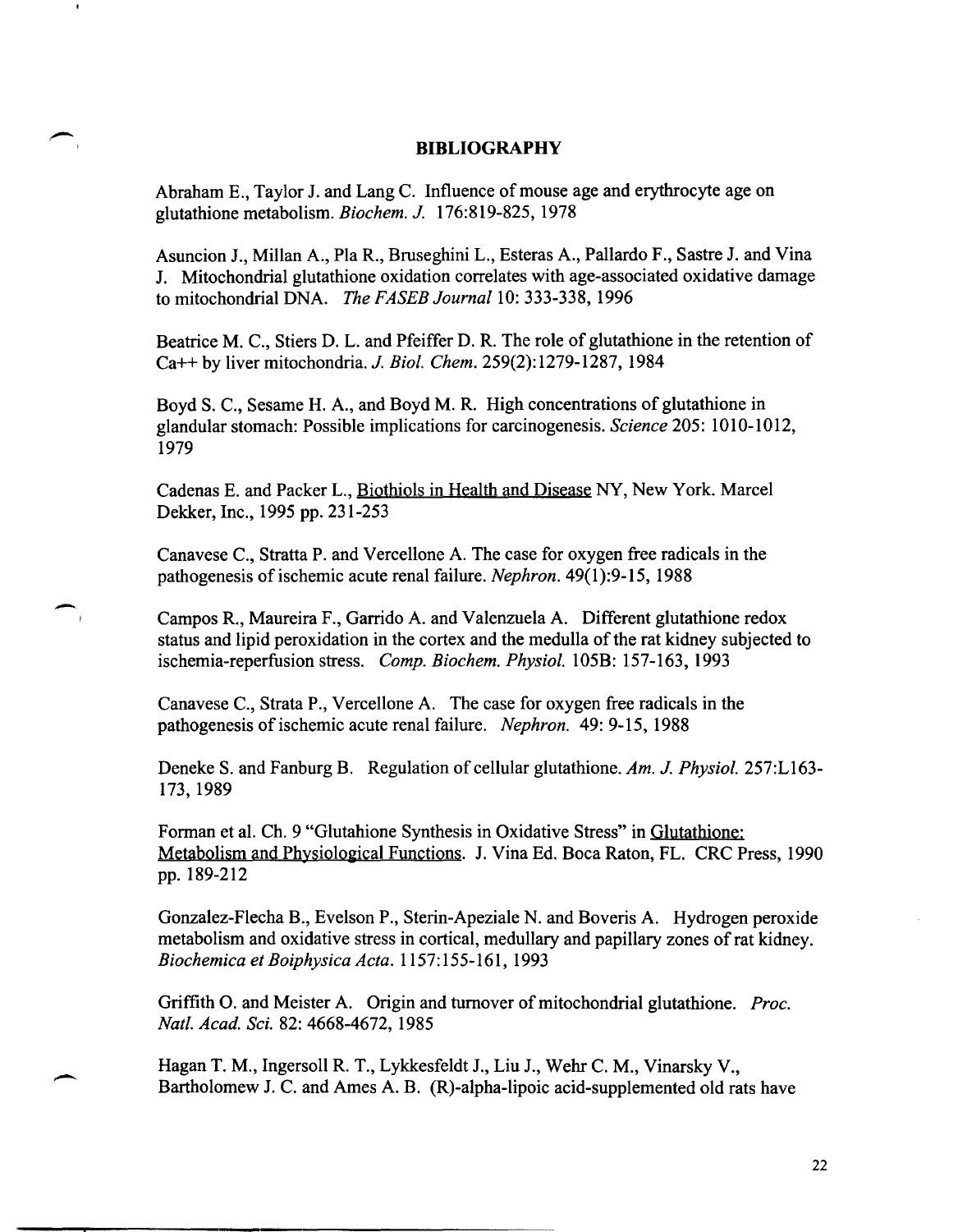## BIBLIOGRAPHY

Abraham E., Taylor J. and Lang C. Influence of mouse age and erythrocyte age on glutathione metabolism. *Biochem. J.* 176:819-825, 1978

Asuncion J., Millan A., Pla R., Bruseghini L., Esteras A., Pallardo F., Sastre J. and Vina J. Mitochondrial glutathione oxidation correlates with age-associated oxidative damage to mitochondrial DNA. *The FASEB Journal* 10: 333-338, 1996

Beatrice M. C., Stiers D. L. and Pfeiffer D. R. The role of glutathione in the retention of Ca++ by liver mitochondria. *J. Biol. Chem.* 259(2):1279-1287, 1984

Boyd S. C., Sesame H. A., and Boyd M. R. High concentrations of glutathione in glandular stomach: Possible implications for carcinogenesis. *Science* 205: 1010-1012, 1979

Cadenas E. and Packer L., Biothiols in Health and Disease NY, New York. Marcel Dekker, Inc., 1995 pp. 231-253

Canavese C., Stratta P. and Vercellone A. The case for oxygen free radicals in the pathogenesis of ischemic acute renal failure. *Nephron.* 49(1):9-15, 1988

Campos R., Maureira F., Garrido A. and Valenzuela A. Different glutathione redox status and lipid peroxidation in the cortex and the medulla of the rat kidney subjected to ischemia-reperfusion stress. *Comp. Biochem. Physiol.* 105B: 157-163, 1993

Canavese C., Strata P., Vercellone A. The case for oxygen free radicals in the pathogenesis of ischemic acute renal failure. *Nephron.* 49: 9-15, 1988

Deneke S. and Fanburg B. Regulation of cellular glutathione. *Am. J. Physiol.* 257:L163-173, 1989

Forman et al. Ch. 9 "Glutahione Synthesis in Oxidative Stress" in Glutathione: Metabolism and Physiological Functions. J. Vina Ed. Boca Raton, FL. CRC Press, 1990 pp. 189-212

Gonzalez-Flecha B., Evelson P., Sterin-Apeziale N. and Boveris A. Hydrogen peroxide metabolism and oxidative stress in cortical, medullary and papillary zones of rat kidney. *Biochemica et Boiphysica Acta.* 1157:155-161, 1993

Griffith O. and Meister A. Origin and turnover of mitochondrial glutathione. *Proc. Natl. Acad. Sci.* 82: 4668-4672, 1985

Hagan T. M., Ingersoll R. T., Lykkesfeldt J., Liu J., Wehr C. M., Vinarsky V., Bartholomew J. C. and Ames A. B. (R)-alpha-lipoic acid-supplemented old rats have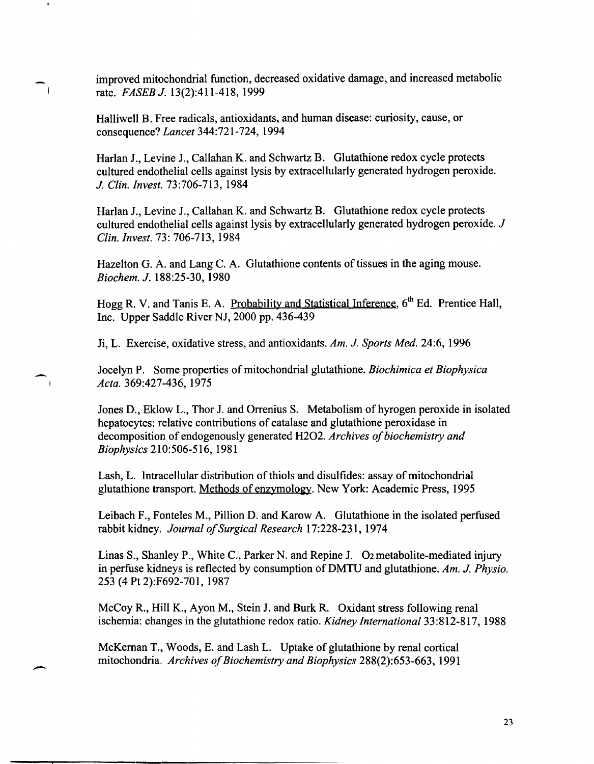improved mitochondrial function, decreased oxidative damage, and increased metabolic rate. *FASEB J.* 13(2):411-418, 1999

Halliwell B. Free radicals, antioxidants, and human disease: curiosity, cause, or consequence? *Lancet* 344:721-724, 1994

Harlan J., Levine J., Callahan K. and Schwartz B. Glutathione redox cycle protects cultured endothelial cells against lysis by extracellularly generated hydrogen peroxide. *J. Clin. Invest.* 73:706-713, 1984

Harlan J., Levine J., Callahan K. and Schwartz B. Glutathione redox cycle protects cultured endothelial cells against lysis by extracellularly generated hydrogen peroxide. *J Clin. Invest.* 73: 706-713, 1984

Hazelton G. A. and Lang C. A. Glutathione contents of tissues in the aging mouse. *Biochem. J.* 188:25-30, 1980

Hogg R. V. and Tanis E. A. Probability and Statistical Inference, 6th Ed. Prentice Hall, Inc. Upper Saddle River NJ, 2000 pp. 436-439

Ji, L. Exercise, oxidative stress, and antioxidants. *Am. J. Sports Med.* 24:6, 1996

Jocelyn P. Some properties of mitochondrial glutathione. *Biochimica et Biophysica Acta.* 369:427-436, 1975

Jones D., Eklow L., Thor J. and Orrenius S. Metabolism of hyrogen peroxide in isolated hepatocytes: relative contributions of catalase and glutathione peroxidase in decomposition of endogenously generated H2O2. *Archives of biochemistry and Biophysics* 210:506-516, 1981

Lash, L. Intracellular distribution of thiols and disulfides: assay of mitochondrial glutathione transport. Methods of enzymology. New York: Academic Press, 1995

Leibach F., Fonteles M., Pillion D. and Karow A. Glutathione in the isolated perfused rabbit kidney. *Journal of Surgical Research* 17:228-231, 1974

Linas S., Shanley P., White C., Parker N. and Repine J. $O_2$ metabolite-mediated injury in perfuse kidneys is reflected by consumption of DMTU and glutathione. *Am. J. Physio.* 253 (4 Pt 2):F692-701, 1987

McCoy R., Hill K., Ayon M., Stein J. and Burk R. Oxidant stress following renal ischemia: changes in the glutathione redox ratio. *Kidney International* 33:812-817, 1988

McKernan T., Woods, E. and Lash L. Uptake of glutathione by renal cortical mitochondria. *Archives of Biochemistry and Biophysics* 288(2):653-663, 1991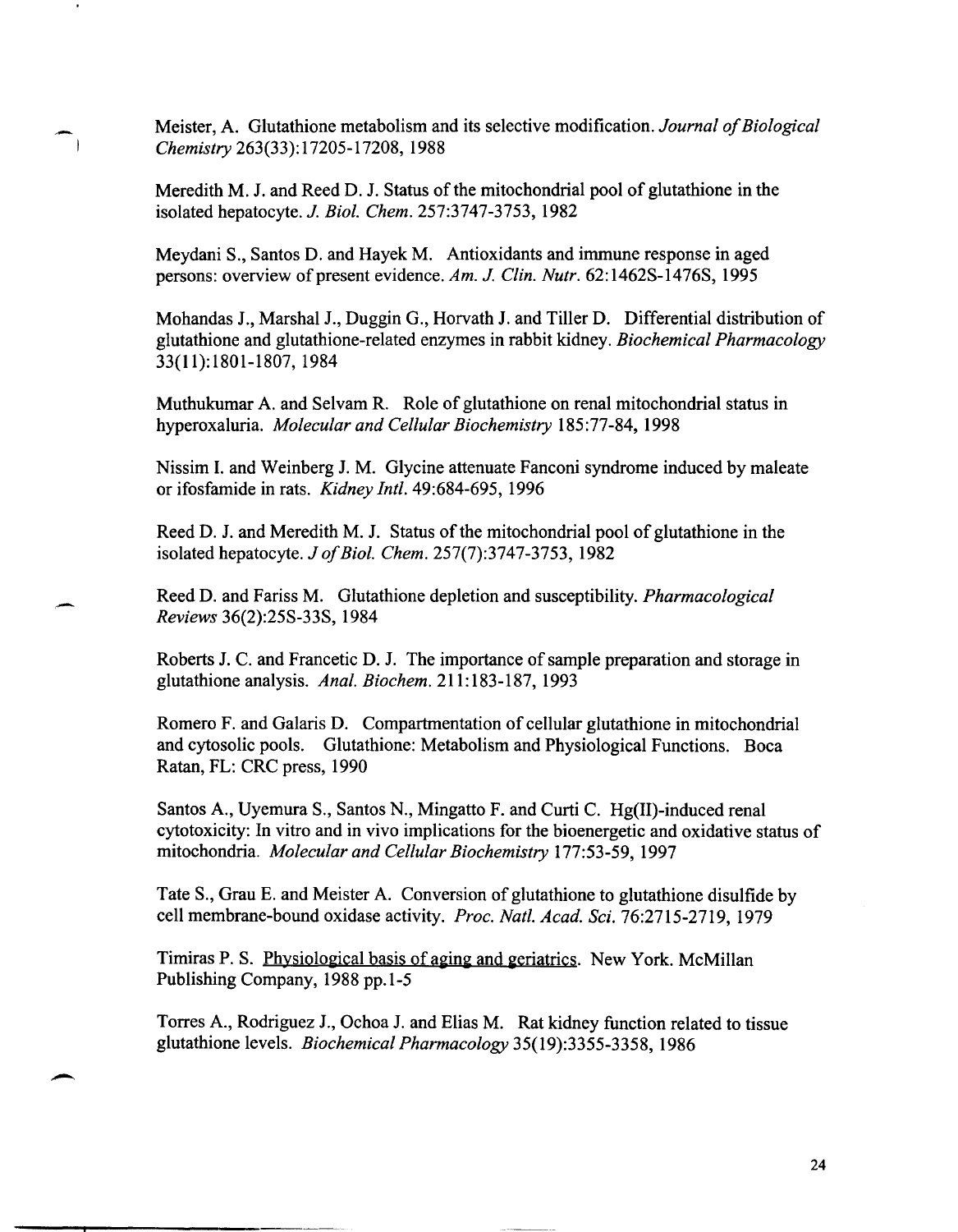Meister, A. Glutathione metabolism and its selective modification. *Journal of Biological Chemistry* 263(33):17205-17208, 1988

Meredith M. J. and Reed D. J. Status of the mitochondrial pool of glutathione in the isolated hepatocyte. *J. Biol. Chem.* 257:3747-3753, 1982

Meydani S., Santos D. and Hayek M. Antioxidants and immune response in aged persons: overview of present evidence. *Am. J. Clin. Nutr.* 62:1462S-1476S, 1995

Mohandas J., Marshal J., Duggin G., Horvath J. and Tiller D. Differential distribution of glutathione and glutathione-related enzymes in rabbit kidney. *Biochemical Pharmacology* 33(11):1801-1807, 1984

Muthukumar A. and Selvam R. Role of glutathione on renal mitochondrial status in hyperoxaluria. *Molecular and Cellular Biochemistry* 185:77-84, 1998

Nissim I. and Weinberg J. M. Glycine attenuate Fanconi syndrome induced by maleate or ifosfamide in rats. *Kidney Intl.* 49:684-695, 1996

Reed D. J. and Meredith M. J. Status of the mitochondrial pool of glutathione in the isolated hepatocyte. *J of Biol. Chem.* 257(7):3747-3753, 1982

Reed D. and Fariss M. Glutathione depletion and susceptibility. *Pharmacological Reviews* 36(2):25S-33S, 1984

Roberts J. C. and Francetic D. J. The importance of sample preparation and storage in glutathione analysis. *Anal. Biochem.* 211:183-187, 1993

Romero F. and Galaris D. Compartmentation of cellular glutathione in mitochondrial and cytosolic pools. Glutathione: Metabolism and Physiological Functions. Boca Ratan, FL: CRC press, 1990

Santos A., Uyemura S., Santos N., Mingatto F. and Curti C. Hg(II)-induced renal cytotoxicity: In vitro and in vivo implications for the bioenergetic and oxidative status of mitochondria. *Molecular and Cellular Biochemistry* 177:53-59, 1997

Tate S., Grau E. and Meister A. Conversion of glutathione to glutathione disulfide by cell membrane-bound oxidase activity. *Proc. Natl. Acad. Sci.* 76:2715-2719, 1979

Timiras P. S. Physiological basis of aging and geriatrics. New York. McMillan Publishing Company, 1988 pp.1-5

Torres A., Rodriguez J., Ochoa J. and Elias M. Rat kidney function related to tissue glutathione levels. *Biochemical Pharmacology* 35(19):3355-3358, 1986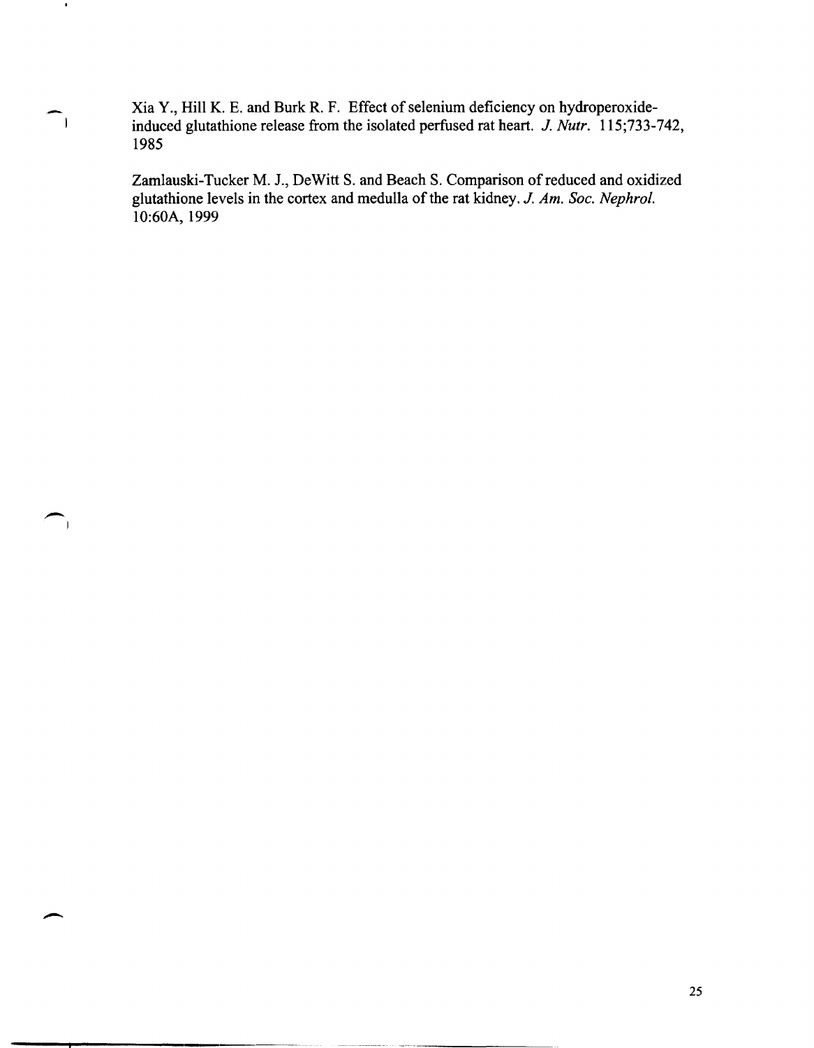Xia Y., Hill K. E. and Burk R. F. Effect of selenium deficiency on hydroperoxide-induced glutathione release from the isolated perfused rat heart. *J. Nutr.* 115;733-742, 1985

Zamlauski-Tucker M. J., DeWitt S. and Beach S. Comparison of reduced and oxidized glutathione levels in the cortex and medulla of the rat kidney. *J. Am. Soc. Nephrol.* 10:60A, 1999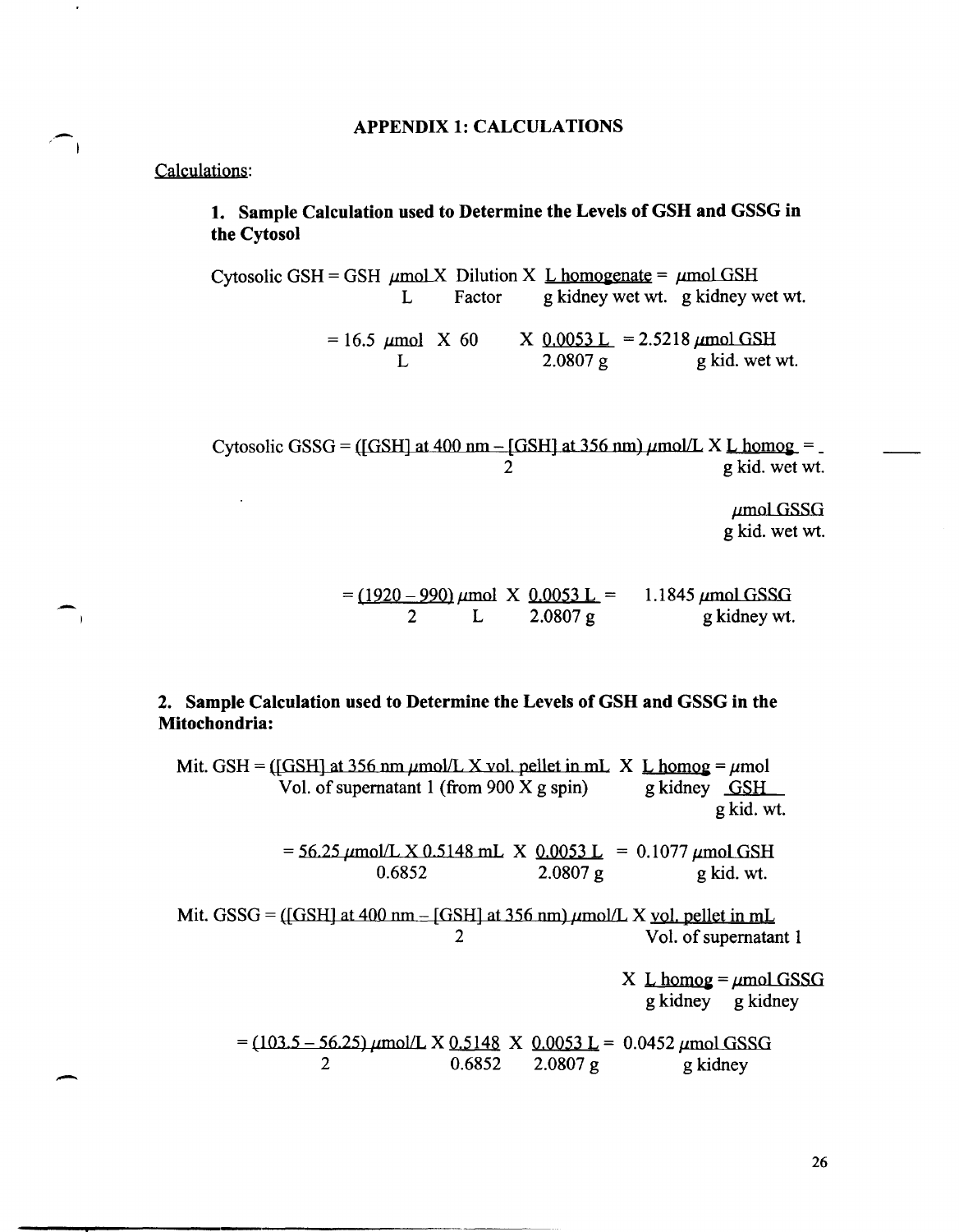## APPENDIX 1: CALCULATIONS

Calculations:

### 1. Sample Calculation used to Determine the Levels of GSH and GSSG in the Cytosol

$$\text{Cytosolic GSH} = \frac{\text{GSH } \mu\text{mol}}{\text{L}} \times \text{Dilution Factor} \times \frac{\text{L homogenate}}{\text{g kidney wet wt.}} = \frac{\mu\text{mol GSH}}{\text{g kidney wet wt.}}$$

$$= \frac{16.5\ \mu\text{mol}}{\text{L}} \times 60 \times \frac{0.0053\ \text{L}}{2.0807\ \text{g}} = 2.5218\ \frac{\mu\text{mol GSH}}{\text{g kid. wet wt.}}$$

$$\text{Cytosolic GSSG} = \frac{([\text{GSH}] \text{ at } 400 \text{ nm} - [\text{GSH}] \text{ at } 356 \text{ nm})\ \mu\text{mol/L}}{2} \times \frac{\text{L homog}}{\text{g kid. wet wt.}} = \frac{\mu\text{mol GSSG}}{\text{g kid. wet wt.}}$$

$$= \frac{(1920 - 990)}{2} \frac{\mu\text{mol}}{\text{L}} \times \frac{0.0053\ \text{L}}{2.0807\ \text{g}} = 1.1845\ \frac{\mu\text{mol GSSG}}{\text{g kidney wt.}}$$

### 2. Sample Calculation used to Determine the Levels of GSH and GSSG in the Mitochondria:

$$\text{Mit. GSH} = \frac{[\text{GSH}] \text{ at } 356 \text{ nm } \mu\text{mol/L} \times \text{vol. pellet in mL}}{\text{Vol. of supernatant 1 (from 900 X g spin)}} \times \frac{\text{L homog}}{\text{g kidney}} = \frac{\mu\text{mol GSH}}{\text{g kid. wt.}}$$

$$= \frac{56.25\ \mu\text{mol/L} \times 0.5148\ \text{mL}}{0.6852} \times \frac{0.0053\ \text{L}}{2.0807\ \text{g}} = 0.1077\ \frac{\mu\text{mol GSH}}{\text{g kid. wt.}}$$

$$\text{Mit. GSSG} = \frac{([\text{GSH}] \text{ at } 400 \text{ nm} - [\text{GSH}] \text{ at } 356 \text{ nm})\ \mu\text{mol/L}}{2} \times \frac{\text{vol. pellet in mL}}{\text{Vol. of supernatant 1}} \times \frac{\text{L homog}}{\text{g kidney}} = \frac{\mu\text{mol GSSG}}{\text{g kidney}}$$

$$= \frac{(103.5 - 56.25)\ \mu\text{mol/L}}{2} \times \frac{0.5148}{0.6852} \times \frac{0.0053\ \text{L}}{2.0807\ \text{g}} = 0.0452\ \frac{\mu\text{mol GSSG}}{\text{g kidney}}$$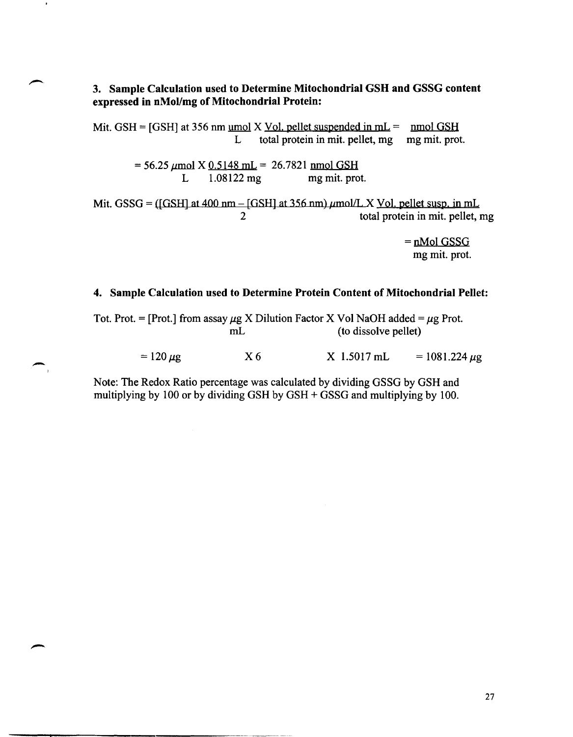### 3. Sample Calculation used to Determine Mitochondrial GSH and GSSG content expressed in nMol/mg of Mitochondrial Protein:

$$\text{Mit. GSH} = [\text{GSH}] \text{ at 356 nm } \frac{\text{umol}}{\text{L}} \times \frac{\text{Vol. pellet suspended in mL}}{\text{total protein in mit. pellet, mg}} = \frac{\text{nmol GSH}}{\text{mg mit. prot.}}$$

$$= 56.25 \frac{\mu\text{mol}}{\text{L}} \times \frac{0.5148 \text{ mL}}{1.08122 \text{ mg}} = 26.7821 \frac{\text{nmol GSH}}{\text{mg mit. prot.}}$$

$$\text{Mit. GSSG} = \frac{([\text{GSH}] \text{ at 400 nm} - [\text{GSH}] \text{ at 356 nm}) \ \mu\text{mol/L}}{2} \times \frac{\text{Vol. pellet susp. in mL}}{\text{total protein in mit. pellet, mg}}$$

$$= \frac{\text{nMol GSSG}}{\text{mg mit. prot.}}$$

### 4. Sample Calculation used to Determine Protein Content of Mitochondrial Pellet:

$$\text{Tot. Prot.} = [\text{Prot.}] \text{ from assay } \frac{\mu\text{g}}{\text{mL}} \times \text{Dilution Factor} \times \underset{\text{(to dissolve pellet)}}{\text{Vol NaOH added}} = \mu\text{g Prot.}$$

$$= 120 \ \mu\text{g} \times 6 \times 1.5017 \text{ mL} = 1081.224 \ \mu\text{g}$$

Note: The Redox Ratio percentage was calculated by dividing GSSG by GSH and multiplying by 100 or by dividing GSH by GSH + GSSG and multiplying by 100.